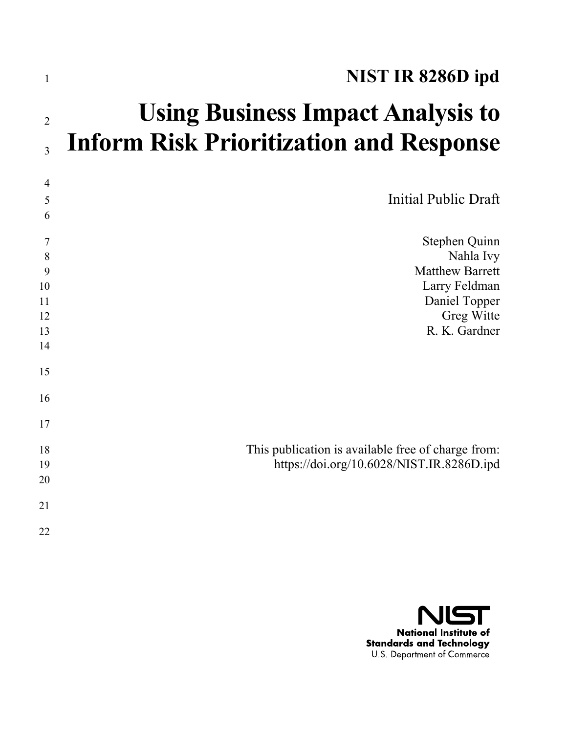# NIST IR 8286D ipd

# Using Business Impact Analysis to Inform Risk Prioritization and Response

Initial Public Draft

Stephen Quinn
Nahla Ivy
Matthew Barrett
Larry Feldman
Daniel Topper
Greg Witte
R. K. Gardner

This publication is available free of charge from:
https://doi.org/10.6028/NIST.IR.8286D.ipd

**National Institute of Standards and Technology**
U.S. Department of Commerce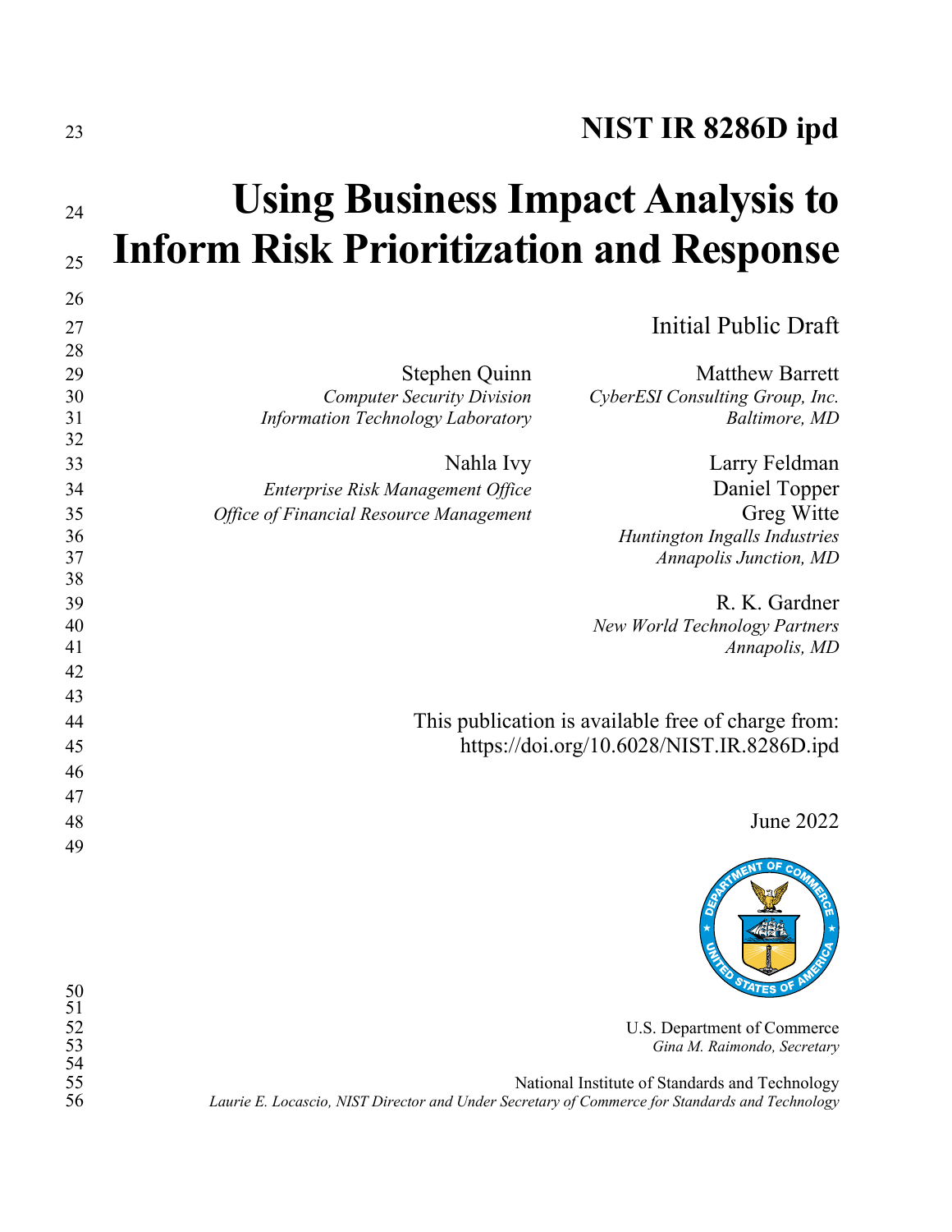# NIST IR 8286D ipd

# Using Business Impact Analysis to Inform Risk Prioritization and Response

Initial Public Draft

Stephen Quinn
*Computer Security Division*
*Information Technology Laboratory*

Matthew Barrett
*CyberESI Consulting Group, Inc.*
*Baltimore, MD*

Nahla Ivy
*Enterprise Risk Management Office*
*Office of Financial Resource Management*

Larry Feldman
Daniel Topper
Greg Witte
*Huntington Ingalls Industries*
*Annapolis Junction, MD*

R. K. Gardner
*New World Technology Partners*
*Annapolis, MD*

This publication is available free of charge from:
https://doi.org/10.6028/NIST.IR.8286D.ipd

June 2022

U.S. Department of Commerce
*Gina M. Raimondo, Secretary*

National Institute of Standards and Technology
*Laurie E. Locascio, NIST Director and Under Secretary of Commerce for Standards and Technology*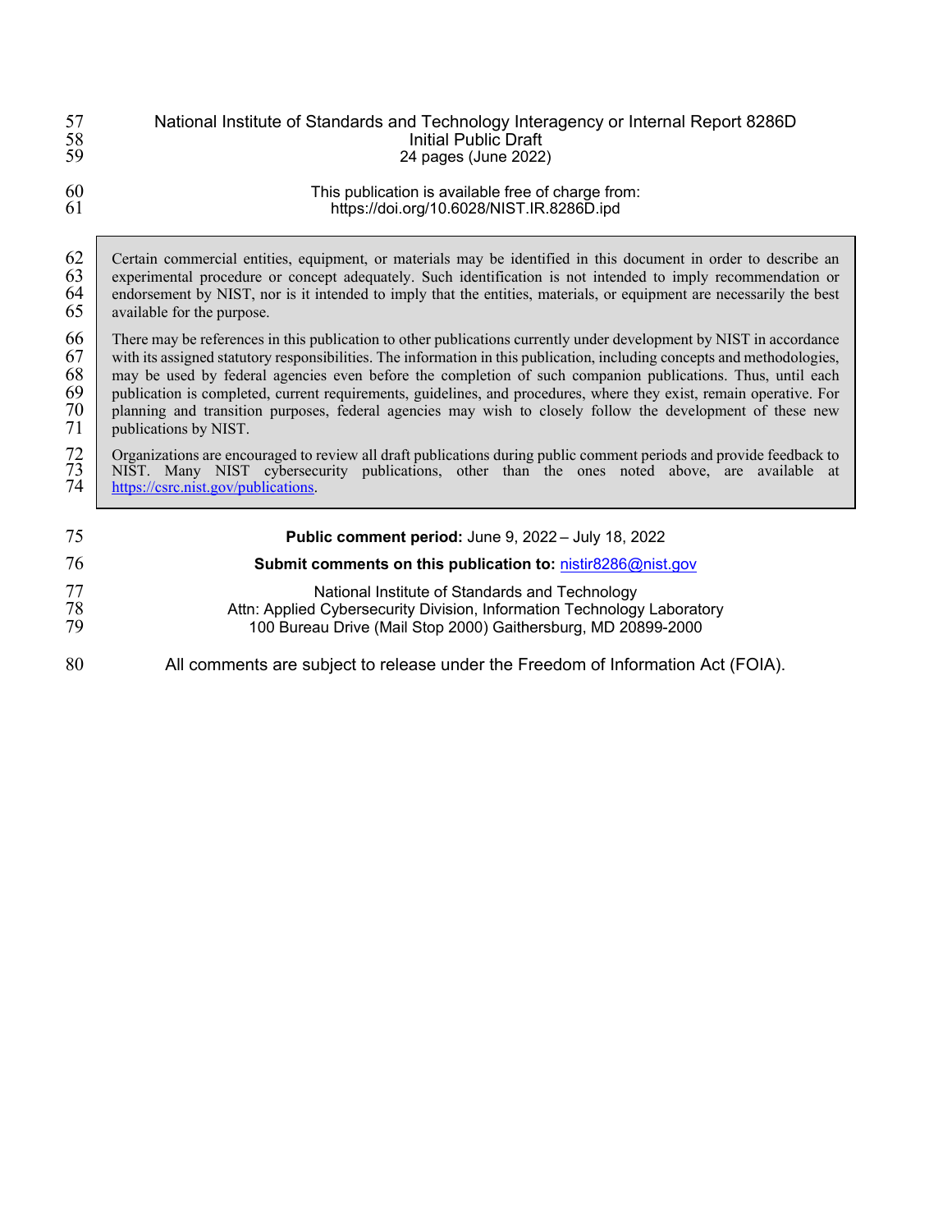National Institute of Standards and Technology Interagency or Internal Report 8286D
Initial Public Draft
24 pages (June 2022)

This publication is available free of charge from:
https://doi.org/10.6028/NIST.IR.8286D.ipd

> Certain commercial entities, equipment, or materials may be identified in this document in order to describe an experimental procedure or concept adequately. Such identification is not intended to imply recommendation or endorsement by NIST, nor is it intended to imply that the entities, materials, or equipment are necessarily the best available for the purpose.
>
> There may be references in this publication to other publications currently under development by NIST in accordance with its assigned statutory responsibilities. The information in this publication, including concepts and methodologies, may be used by federal agencies even before the completion of such companion publications. Thus, until each publication is completed, current requirements, guidelines, and procedures, where they exist, remain operative. For planning and transition purposes, federal agencies may wish to closely follow the development of these new publications by NIST.
>
> Organizations are encouraged to review all draft publications during public comment periods and provide feedback to NIST. Many NIST cybersecurity publications, other than the ones noted above, are available at https://csrc.nist.gov/publications.

**Public comment period:** June 9, 2022 – July 18, 2022

**Submit comments on this publication to:** nistir8286@nist.gov

National Institute of Standards and Technology
Attn: Applied Cybersecurity Division, Information Technology Laboratory
100 Bureau Drive (Mail Stop 2000) Gaithersburg, MD 20899-2000

All comments are subject to release under the Freedom of Information Act (FOIA).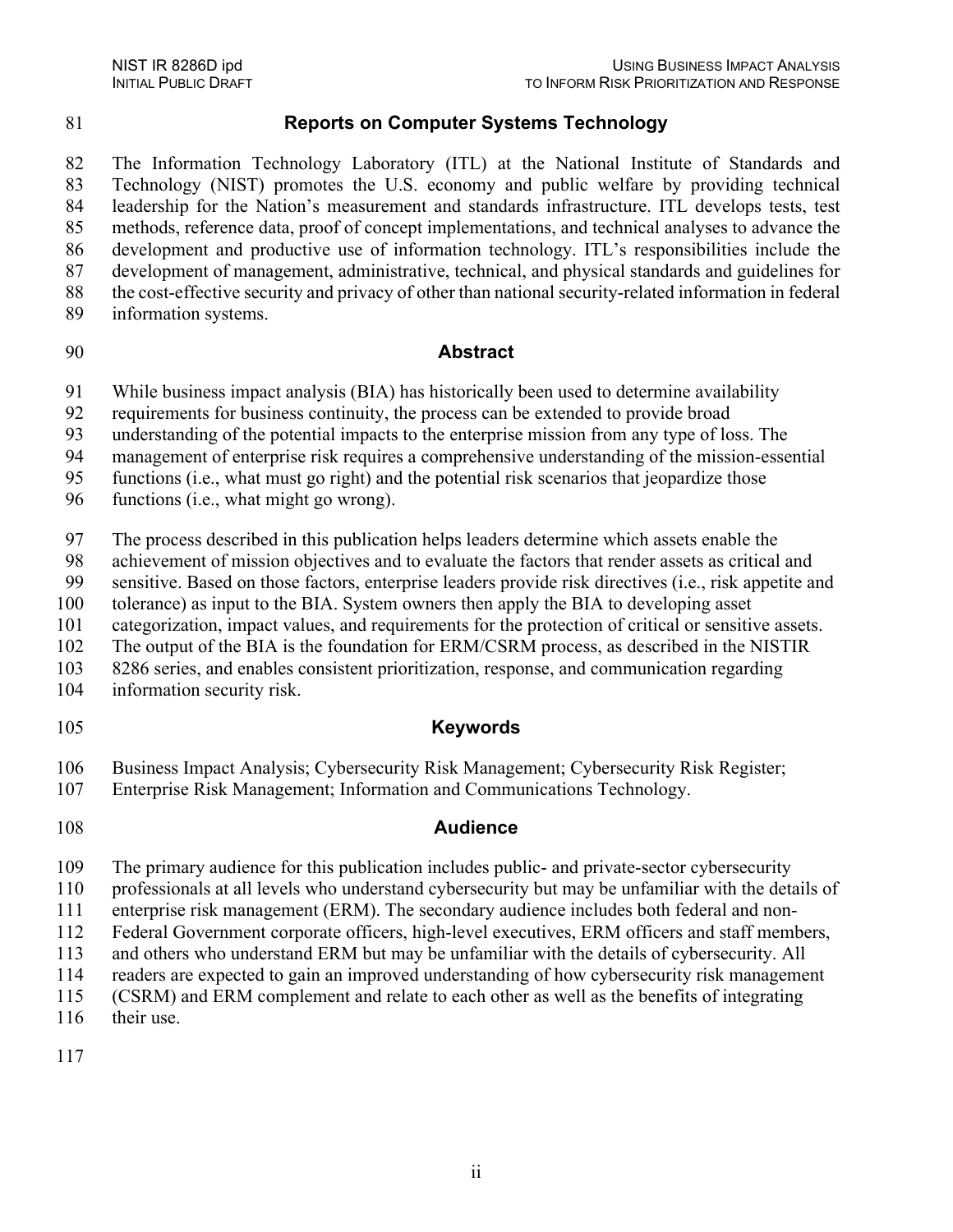## Reports on Computer Systems Technology

The Information Technology Laboratory (ITL) at the National Institute of Standards and Technology (NIST) promotes the U.S. economy and public welfare by providing technical leadership for the Nation's measurement and standards infrastructure. ITL develops tests, test methods, reference data, proof of concept implementations, and technical analyses to advance the development and productive use of information technology. ITL's responsibilities include the development of management, administrative, technical, and physical standards and guidelines for the cost-effective security and privacy of other than national security-related information in federal information systems.

## Abstract

While business impact analysis (BIA) has historically been used to determine availability requirements for business continuity, the process can be extended to provide broad understanding of the potential impacts to the enterprise mission from any type of loss. The management of enterprise risk requires a comprehensive understanding of the mission-essential functions (i.e., what must go right) and the potential risk scenarios that jeopardize those functions (i.e., what might go wrong).

The process described in this publication helps leaders determine which assets enable the achievement of mission objectives and to evaluate the factors that render assets as critical and sensitive. Based on those factors, enterprise leaders provide risk directives (i.e., risk appetite and tolerance) as input to the BIA. System owners then apply the BIA to developing asset categorization, impact values, and requirements for the protection of critical or sensitive assets. The output of the BIA is the foundation for ERM/CSRM process, as described in the NISTIR 8286 series, and enables consistent prioritization, response, and communication regarding information security risk.

## Keywords

Business Impact Analysis; Cybersecurity Risk Management; Cybersecurity Risk Register; Enterprise Risk Management; Information and Communications Technology.

## Audience

The primary audience for this publication includes public- and private-sector cybersecurity professionals at all levels who understand cybersecurity but may be unfamiliar with the details of enterprise risk management (ERM). The secondary audience includes both federal and non-Federal Government corporate officers, high-level executives, ERM officers and staff members, and others who understand ERM but may be unfamiliar with the details of cybersecurity. All readers are expected to gain an improved understanding of how cybersecurity risk management (CSRM) and ERM complement and relate to each other as well as the benefits of integrating their use.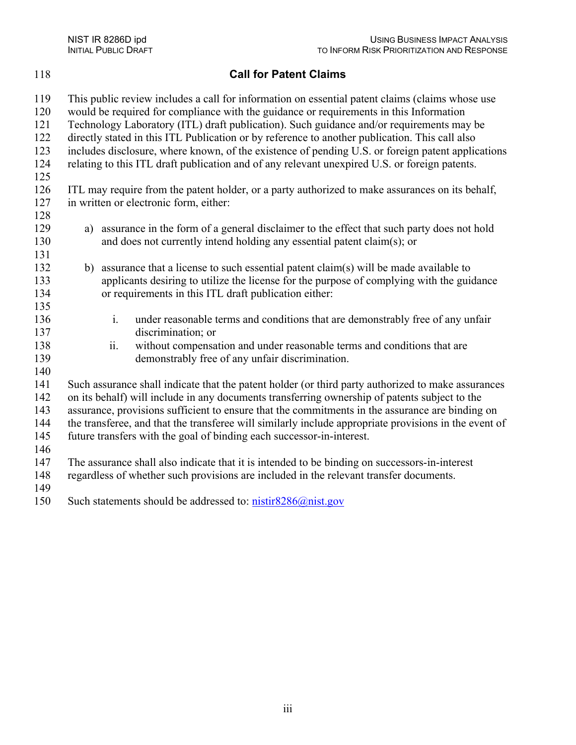## Call for Patent Claims

This public review includes a call for information on essential patent claims (claims whose use would be required for compliance with the guidance or requirements in this Information Technology Laboratory (ITL) draft publication). Such guidance and/or requirements may be directly stated in this ITL Publication or by reference to another publication. This call also includes disclosure, where known, of the existence of pending U.S. or foreign patent applications relating to this ITL draft publication and of any relevant unexpired U.S. or foreign patents.

ITL may require from the patent holder, or a party authorized to make assurances on its behalf, in written or electronic form, either:

a) assurance in the form of a general disclaimer to the effect that such party does not hold and does not currently intend holding any essential patent claim(s); or

b) assurance that a license to such essential patent claim(s) will be made available to applicants desiring to utilize the license for the purpose of complying with the guidance or requirements in this ITL draft publication either:

   i. under reasonable terms and conditions that are demonstrably free of any unfair discrimination; or
   ii. without compensation and under reasonable terms and conditions that are demonstrably free of any unfair discrimination.

Such assurance shall indicate that the patent holder (or third party authorized to make assurances on its behalf) will include in any documents transferring ownership of patents subject to the assurance, provisions sufficient to ensure that the commitments in the assurance are binding on the transferee, and that the transferee will similarly include appropriate provisions in the event of future transfers with the goal of binding each successor-in-interest.

The assurance shall also indicate that it is intended to be binding on successors-in-interest regardless of whether such provisions are included in the relevant transfer documents.

Such statements should be addressed to: nistir8286@nist.gov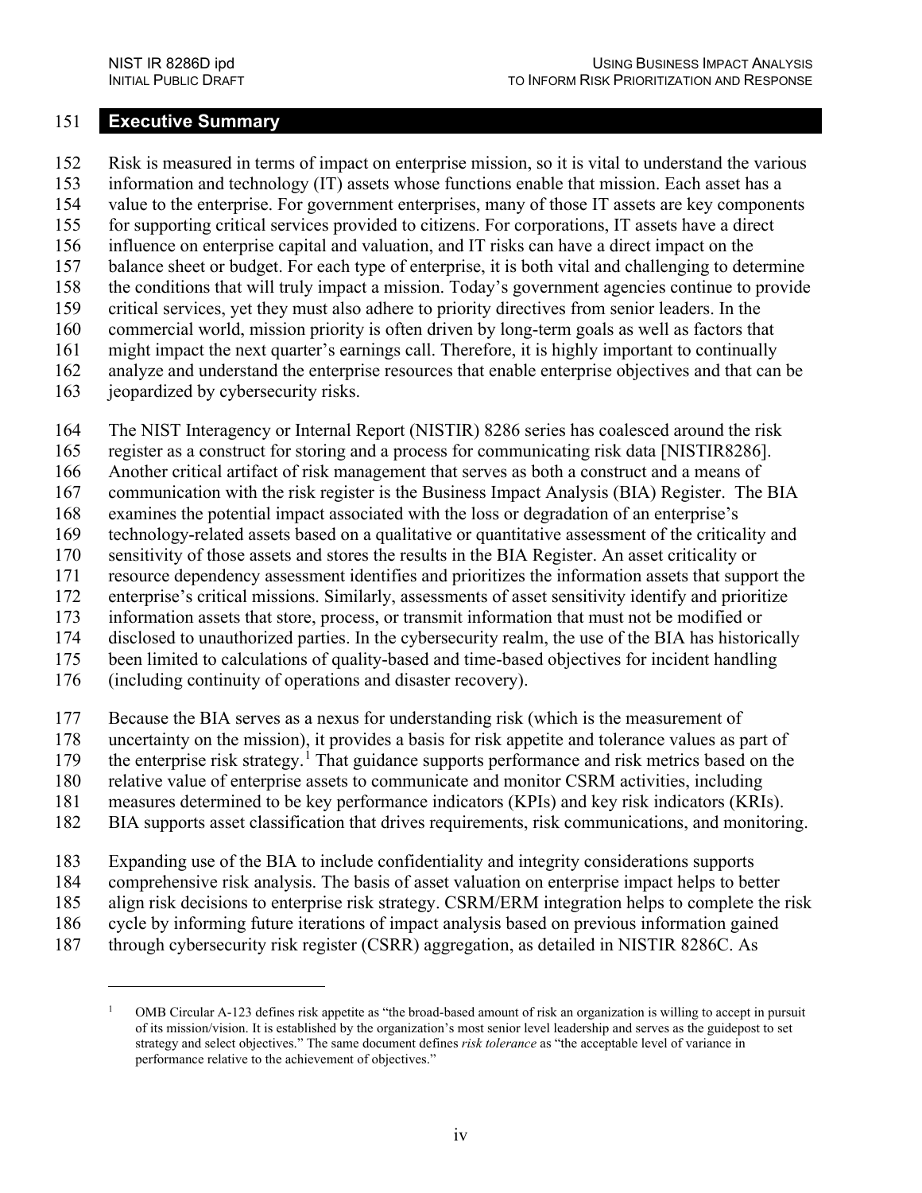# Executive Summary

Risk is measured in terms of impact on enterprise mission, so it is vital to understand the various information and technology (IT) assets whose functions enable that mission. Each asset has a value to the enterprise. For government enterprises, many of those IT assets are key components for supporting critical services provided to citizens. For corporations, IT assets have a direct influence on enterprise capital and valuation, and IT risks can have a direct impact on the balance sheet or budget. For each type of enterprise, it is both vital and challenging to determine the conditions that will truly impact a mission. Today's government agencies continue to provide critical services, yet they must also adhere to priority directives from senior leaders. In the commercial world, mission priority is often driven by long-term goals as well as factors that might impact the next quarter's earnings call. Therefore, it is highly important to continually analyze and understand the enterprise resources that enable enterprise objectives and that can be jeopardized by cybersecurity risks.

The NIST Interagency or Internal Report (NISTIR) 8286 series has coalesced around the risk register as a construct for storing and a process for communicating risk data [NISTIR8286]. Another critical artifact of risk management that serves as both a construct and a means of communication with the risk register is the Business Impact Analysis (BIA) Register. The BIA examines the potential impact associated with the loss or degradation of an enterprise's technology-related assets based on a qualitative or quantitative assessment of the criticality and sensitivity of those assets and stores the results in the BIA Register. An asset criticality or resource dependency assessment identifies and prioritizes the information assets that support the enterprise's critical missions. Similarly, assessments of asset sensitivity identify and prioritize information assets that store, process, or transmit information that must not be modified or disclosed to unauthorized parties. In the cybersecurity realm, the use of the BIA has historically been limited to calculations of quality-based and time-based objectives for incident handling (including continuity of operations and disaster recovery).

Because the BIA serves as a nexus for understanding risk (which is the measurement of uncertainty on the mission), it provides a basis for risk appetite and tolerance values as part of the enterprise risk strategy.[1] That guidance supports performance and risk metrics based on the relative value of enterprise assets to communicate and monitor CSRM activities, including measures determined to be key performance indicators (KPIs) and key risk indicators (KRIs). BIA supports asset classification that drives requirements, risk communications, and monitoring.

Expanding use of the BIA to include confidentiality and integrity considerations supports comprehensive risk analysis. The basis of asset valuation on enterprise impact helps to better align risk decisions to enterprise risk strategy. CSRM/ERM integration helps to complete the risk cycle by informing future iterations of impact analysis based on previous information gained through cybersecurity risk register (CSRR) aggregation, as detailed in NISTIR 8286C. As

---

[1] OMB Circular A-123 defines risk appetite as "the broad-based amount of risk an organization is willing to accept in pursuit of its mission/vision. It is established by the organization's most senior level leadership and serves as the guidepost to set strategy and select objectives." The same document defines *risk tolerance* as "the acceptable level of variance in performance relative to the achievement of objectives."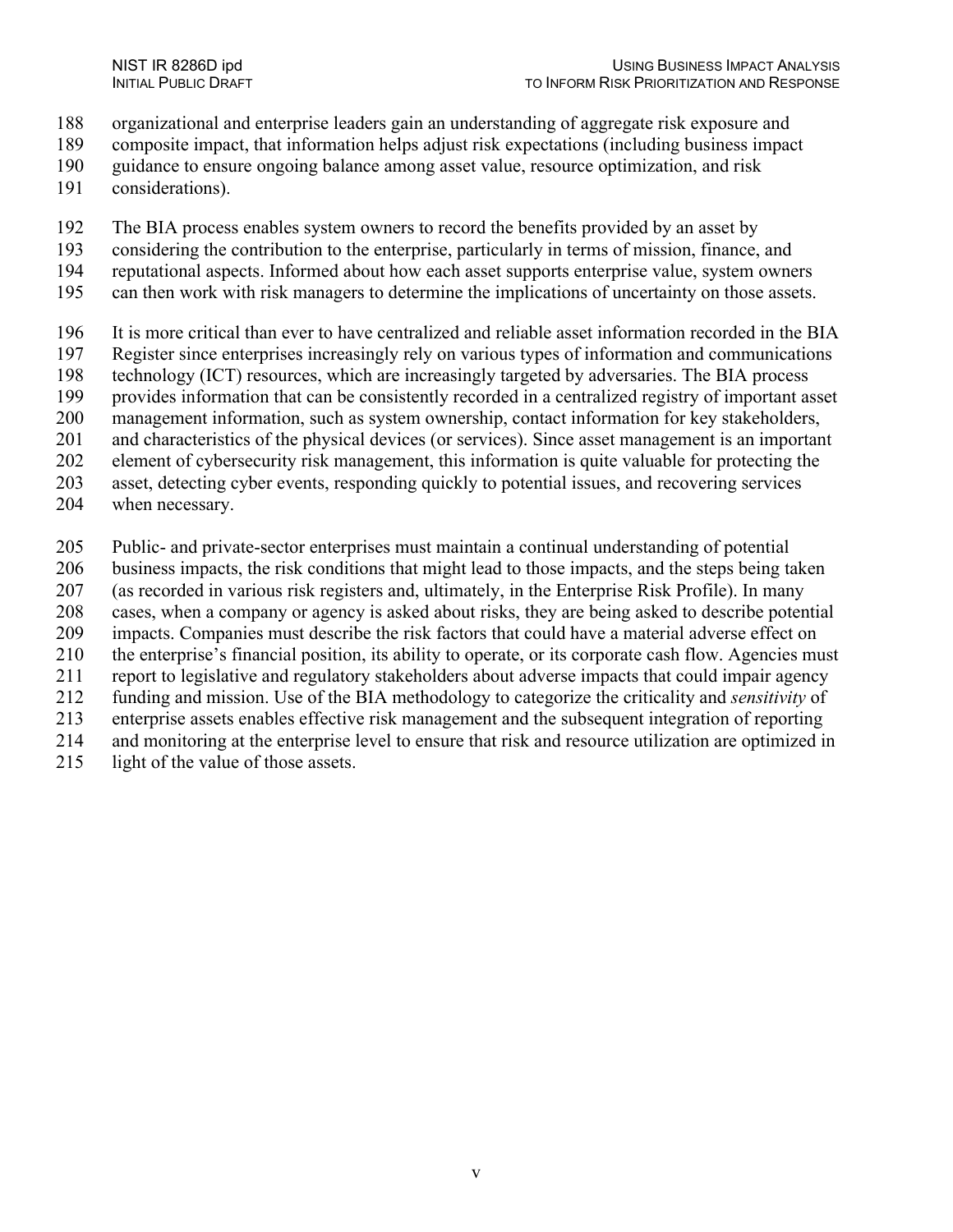organizational and enterprise leaders gain an understanding of aggregate risk exposure and composite impact, that information helps adjust risk expectations (including business impact guidance to ensure ongoing balance among asset value, resource optimization, and risk considerations).

The BIA process enables system owners to record the benefits provided by an asset by considering the contribution to the enterprise, particularly in terms of mission, finance, and reputational aspects. Informed about how each asset supports enterprise value, system owners can then work with risk managers to determine the implications of uncertainty on those assets.

It is more critical than ever to have centralized and reliable asset information recorded in the BIA Register since enterprises increasingly rely on various types of information and communications technology (ICT) resources, which are increasingly targeted by adversaries. The BIA process provides information that can be consistently recorded in a centralized registry of important asset management information, such as system ownership, contact information for key stakeholders, and characteristics of the physical devices (or services). Since asset management is an important element of cybersecurity risk management, this information is quite valuable for protecting the asset, detecting cyber events, responding quickly to potential issues, and recovering services when necessary.

Public- and private-sector enterprises must maintain a continual understanding of potential business impacts, the risk conditions that might lead to those impacts, and the steps being taken (as recorded in various risk registers and, ultimately, in the Enterprise Risk Profile). In many cases, when a company or agency is asked about risks, they are being asked to describe potential impacts. Companies must describe the risk factors that could have a material adverse effect on the enterprise's financial position, its ability to operate, or its corporate cash flow. Agencies must report to legislative and regulatory stakeholders about adverse impacts that could impair agency funding and mission. Use of the BIA methodology to categorize the criticality and *sensitivity* of enterprise assets enables effective risk management and the subsequent integration of reporting and monitoring at the enterprise level to ensure that risk and resource utilization are optimized in light of the value of those assets.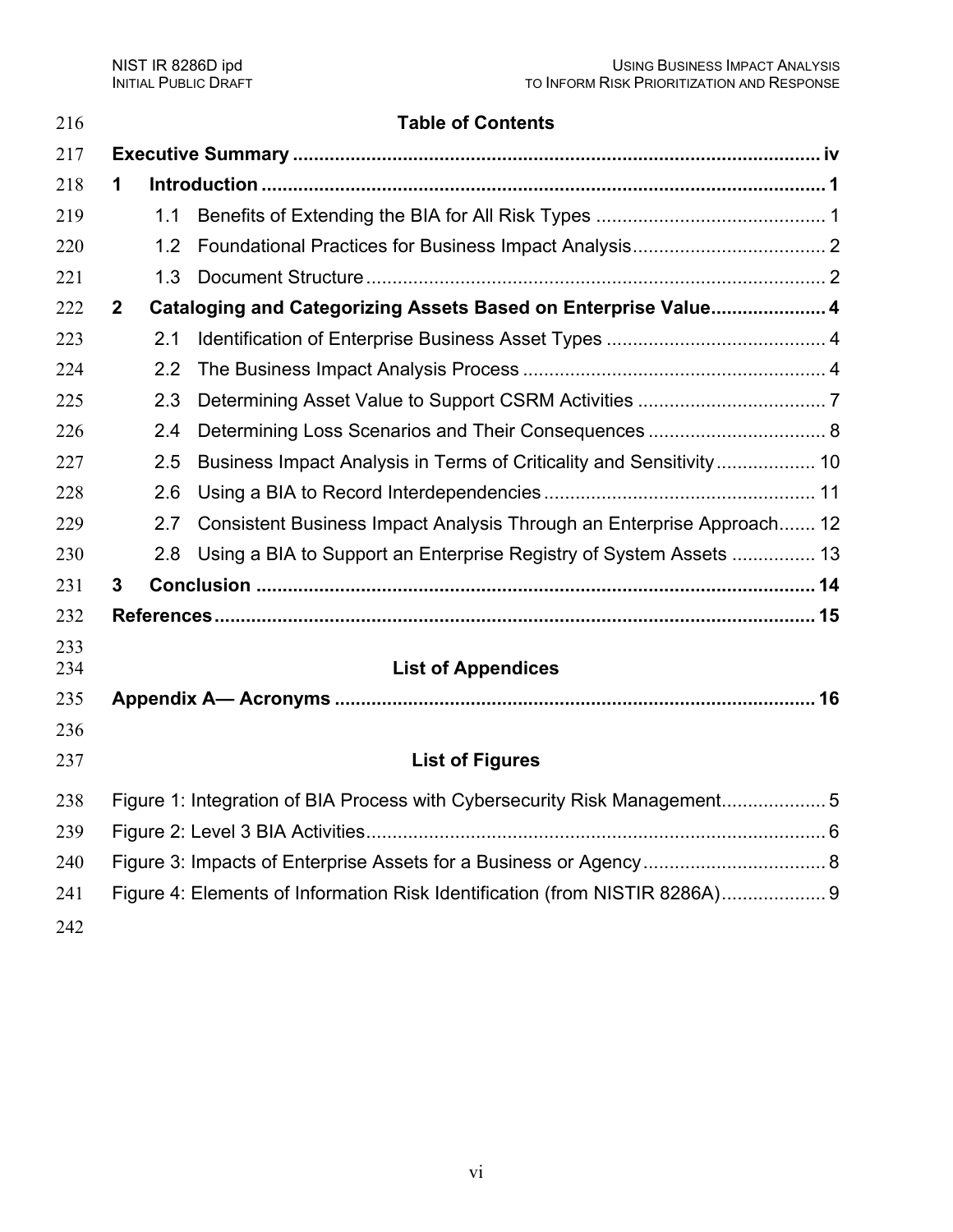## Table of Contents

**Executive Summary** ..................................................................................................... **iv**

**1 Introduction** ........................................................................................................... **1**

1.1 Benefits of Extending the BIA for All Risk Types ............................................ 1

1.2 Foundational Practices for Business Impact Analysis..................................... 2

1.3 Document Structure ........................................................................................ 2

**2 Cataloging and Categorizing Assets Based on Enterprise Value**..................... **4**

2.1 Identification of Enterprise Business Asset Types .......................................... 4

2.2 The Business Impact Analysis Process .......................................................... 4

2.3 Determining Asset Value to Support CSRM Activities .................................... 7

2.4 Determining Loss Scenarios and Their Consequences .................................. 8

2.5 Business Impact Analysis in Terms of Criticality and Sensitivity................... 10

2.6 Using a BIA to Record Interdependencies .................................................... 11

2.7 Consistent Business Impact Analysis Through an Enterprise Approach....... 12

2.8 Using a BIA to Support an Enterprise Registry of System Assets ................ 13

**3 Conclusion** ........................................................................................................... **14**

**References**................................................................................................................... **15**

## List of Appendices

**Appendix A— Acronyms** ............................................................................................ **16**

## List of Figures

Figure 1: Integration of BIA Process with Cybersecurity Risk Management.................... 5

Figure 2: Level 3 BIA Activities........................................................................................ 6

Figure 3: Impacts of Enterprise Assets for a Business or Agency................................... 8

Figure 4: Elements of Information Risk Identification (from NISTIR 8286A).................... 9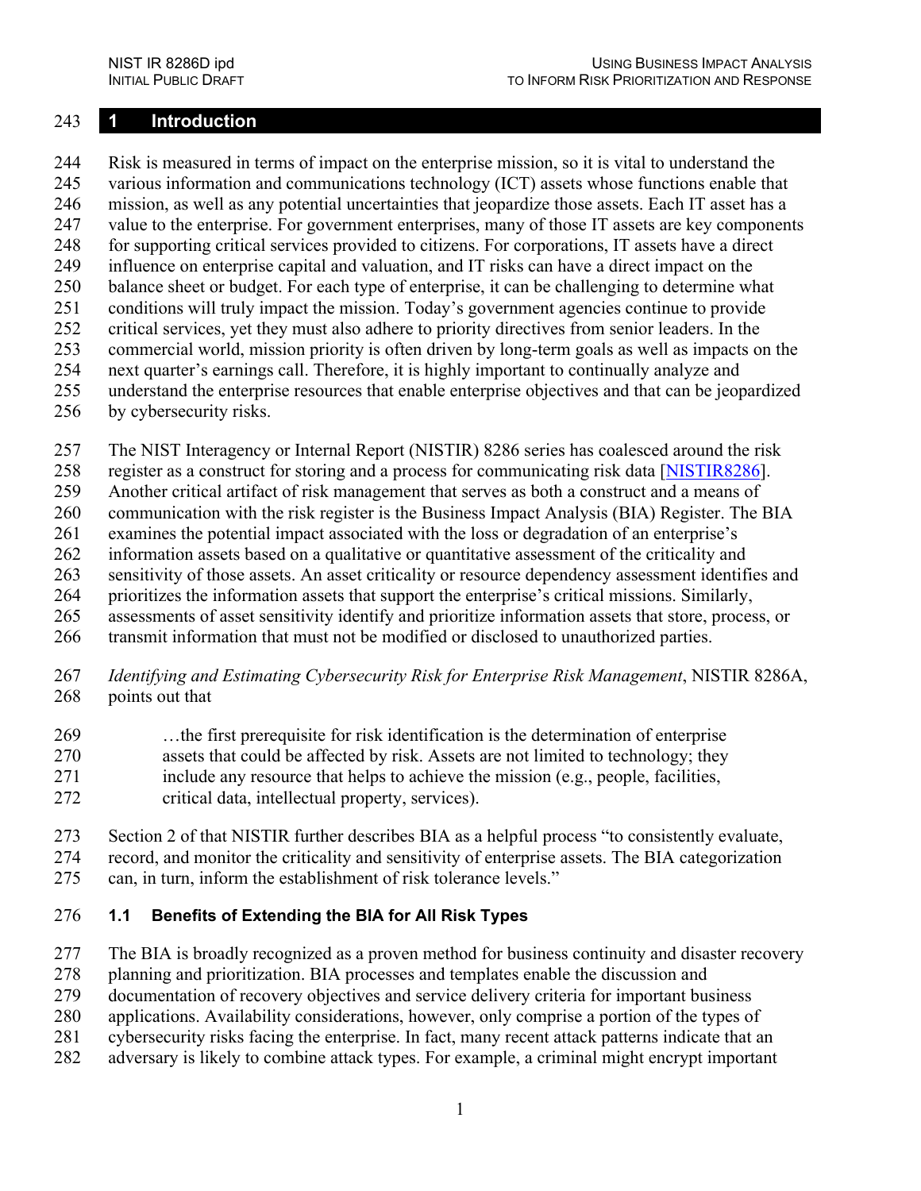# 1 Introduction

Risk is measured in terms of impact on the enterprise mission, so it is vital to understand the various information and communications technology (ICT) assets whose functions enable that mission, as well as any potential uncertainties that jeopardize those assets. Each IT asset has a value to the enterprise. For government enterprises, many of those IT assets are key components for supporting critical services provided to citizens. For corporations, IT assets have a direct influence on enterprise capital and valuation, and IT risks can have a direct impact on the balance sheet or budget. For each type of enterprise, it can be challenging to determine what conditions will truly impact the mission. Today's government agencies continue to provide critical services, yet they must also adhere to priority directives from senior leaders. In the commercial world, mission priority is often driven by long-term goals as well as impacts on the next quarter's earnings call. Therefore, it is highly important to continually analyze and understand the enterprise resources that enable enterprise objectives and that can be jeopardized by cybersecurity risks.

The NIST Interagency or Internal Report (NISTIR) 8286 series has coalesced around the risk register as a construct for storing and a process for communicating risk data [NISTIR8286]. Another critical artifact of risk management that serves as both a construct and a means of communication with the risk register is the Business Impact Analysis (BIA) Register. The BIA examines the potential impact associated with the loss or degradation of an enterprise's information assets based on a qualitative or quantitative assessment of the criticality and sensitivity of those assets. An asset criticality or resource dependency assessment identifies and prioritizes the information assets that support the enterprise's critical missions. Similarly, assessments of asset sensitivity identify and prioritize information assets that store, process, or transmit information that must not be modified or disclosed to unauthorized parties.

*Identifying and Estimating Cybersecurity Risk for Enterprise Risk Management*, NISTIR 8286A, points out that

> …the first prerequisite for risk identification is the determination of enterprise assets that could be affected by risk. Assets are not limited to technology; they include any resource that helps to achieve the mission (e.g., people, facilities, critical data, intellectual property, services).

Section 2 of that NISTIR further describes BIA as a helpful process "to consistently evaluate, record, and monitor the criticality and sensitivity of enterprise assets. The BIA categorization can, in turn, inform the establishment of risk tolerance levels."

## 1.1 Benefits of Extending the BIA for All Risk Types

The BIA is broadly recognized as a proven method for business continuity and disaster recovery planning and prioritization. BIA processes and templates enable the discussion and documentation of recovery objectives and service delivery criteria for important business applications. Availability considerations, however, only comprise a portion of the types of cybersecurity risks facing the enterprise. In fact, many recent attack patterns indicate that an adversary is likely to combine attack types. For example, a criminal might encrypt important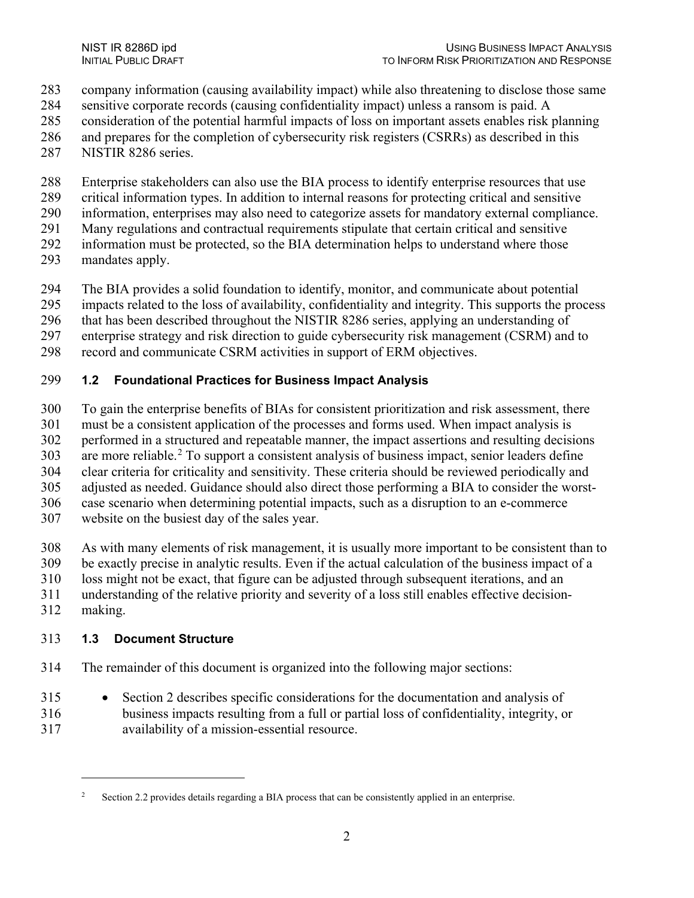company information (causing availability impact) while also threatening to disclose those same sensitive corporate records (causing confidentiality impact) unless a ransom is paid. A consideration of the potential harmful impacts of loss on important assets enables risk planning and prepares for the completion of cybersecurity risk registers (CSRRs) as described in this NISTIR 8286 series.

Enterprise stakeholders can also use the BIA process to identify enterprise resources that use critical information types. In addition to internal reasons for protecting critical and sensitive information, enterprises may also need to categorize assets for mandatory external compliance. Many regulations and contractual requirements stipulate that certain critical and sensitive information must be protected, so the BIA determination helps to understand where those mandates apply.

The BIA provides a solid foundation to identify, monitor, and communicate about potential impacts related to the loss of availability, confidentiality and integrity. This supports the process that has been described throughout the NISTIR 8286 series, applying an understanding of enterprise strategy and risk direction to guide cybersecurity risk management (CSRM) and to record and communicate CSRM activities in support of ERM objectives.

## 1.2 Foundational Practices for Business Impact Analysis

To gain the enterprise benefits of BIAs for consistent prioritization and risk assessment, there must be a consistent application of the processes and forms used. When impact analysis is performed in a structured and repeatable manner, the impact assertions and resulting decisions are more reliable.[2] To support a consistent analysis of business impact, senior leaders define clear criteria for criticality and sensitivity. These criteria should be reviewed periodically and adjusted as needed. Guidance should also direct those performing a BIA to consider the worst-case scenario when determining potential impacts, such as a disruption to an e-commerce website on the busiest day of the sales year.

As with many elements of risk management, it is usually more important to be consistent than to be exactly precise in analytic results. Even if the actual calculation of the business impact of a loss might not be exact, that figure can be adjusted through subsequent iterations, and an understanding of the relative priority and severity of a loss still enables effective decision-making.

## 1.3 Document Structure

The remainder of this document is organized into the following major sections:

- Section 2 describes specific considerations for the documentation and analysis of business impacts resulting from a full or partial loss of confidentiality, integrity, or availability of a mission-essential resource.

[2] Section 2.2 provides details regarding a BIA process that can be consistently applied in an enterprise.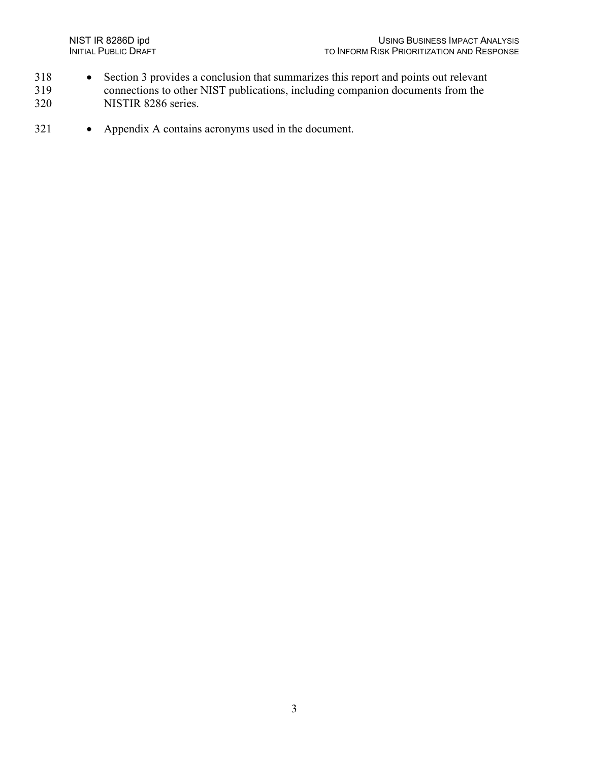- Section 3 provides a conclusion that summarizes this report and points out relevant connections to other NIST publications, including companion documents from the NISTIR 8286 series.
- Appendix A contains acronyms used in the document.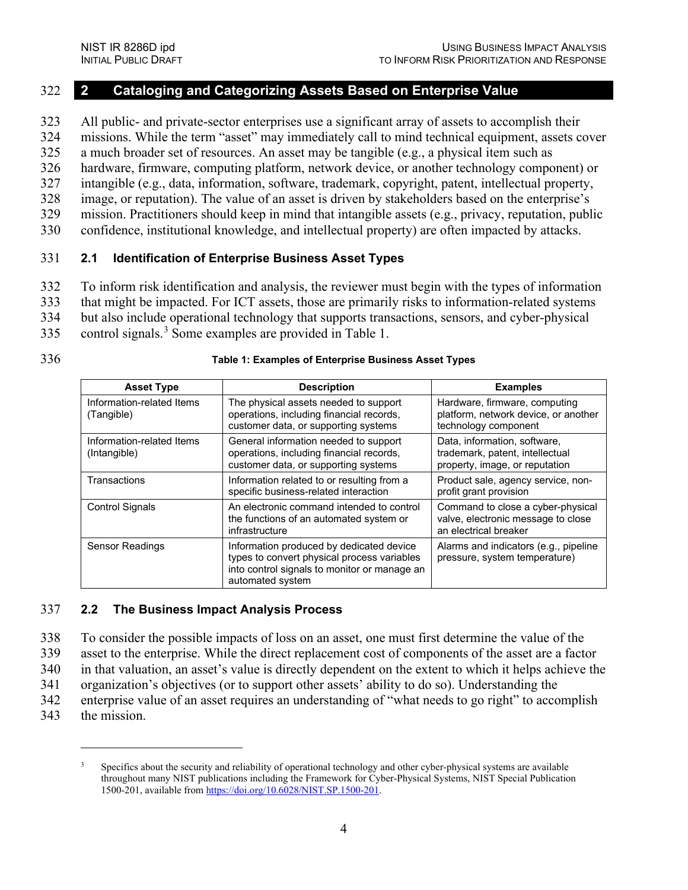# 2 Cataloging and Categorizing Assets Based on Enterprise Value

All public- and private-sector enterprises use a significant array of assets to accomplish their missions. While the term "asset" may immediately call to mind technical equipment, assets cover a much broader set of resources. An asset may be tangible (e.g., a physical item such as hardware, firmware, computing platform, network device, or another technology component) or intangible (e.g., data, information, software, trademark, copyright, patent, intellectual property, image, or reputation). The value of an asset is driven by stakeholders based on the enterprise's mission. Practitioners should keep in mind that intangible assets (e.g., privacy, reputation, public confidence, institutional knowledge, and intellectual property) are often impacted by attacks.

## 2.1 Identification of Enterprise Business Asset Types

To inform risk identification and analysis, the reviewer must begin with the types of information that might be impacted. For ICT assets, those are primarily risks to information-related systems but also include operational technology that supports transactions, sensors, and cyber-physical control signals.[3] Some examples are provided in Table 1.

**Table 1: Examples of Enterprise Business Asset Types**

| Asset Type | Description | Examples |
|---|---|---|
| Information-related Items (Tangible) | The physical assets needed to support operations, including financial records, customer data, or supporting systems | Hardware, firmware, computing platform, network device, or another technology component |
| Information-related Items (Intangible) | General information needed to support operations, including financial records, customer data, or supporting systems | Data, information, software, trademark, patent, intellectual property, image, or reputation |
| Transactions | Information related to or resulting from a specific business-related interaction | Product sale, agency service, non-profit grant provision |
| Control Signals | An electronic command intended to control the functions of an automated system or infrastructure | Command to close a cyber-physical valve, electronic message to close an electrical breaker |
| Sensor Readings | Information produced by dedicated device types to convert physical process variables into control signals to monitor or manage an automated system | Alarms and indicators (e.g., pipeline pressure, system temperature) |

## 2.2 The Business Impact Analysis Process

To consider the possible impacts of loss on an asset, one must first determine the value of the asset to the enterprise. While the direct replacement cost of components of the asset are a factor in that valuation, an asset's value is directly dependent on the extent to which it helps achieve the organization's objectives (or to support other assets' ability to do so). Understanding the enterprise value of an asset requires an understanding of "what needs to go right" to accomplish the mission.

---

[3] Specifics about the security and reliability of operational technology and other cyber-physical systems are available throughout many NIST publications including the Framework for Cyber-Physical Systems, NIST Special Publication 1500-201, available from https://doi.org/10.6028/NIST.SP.1500-201.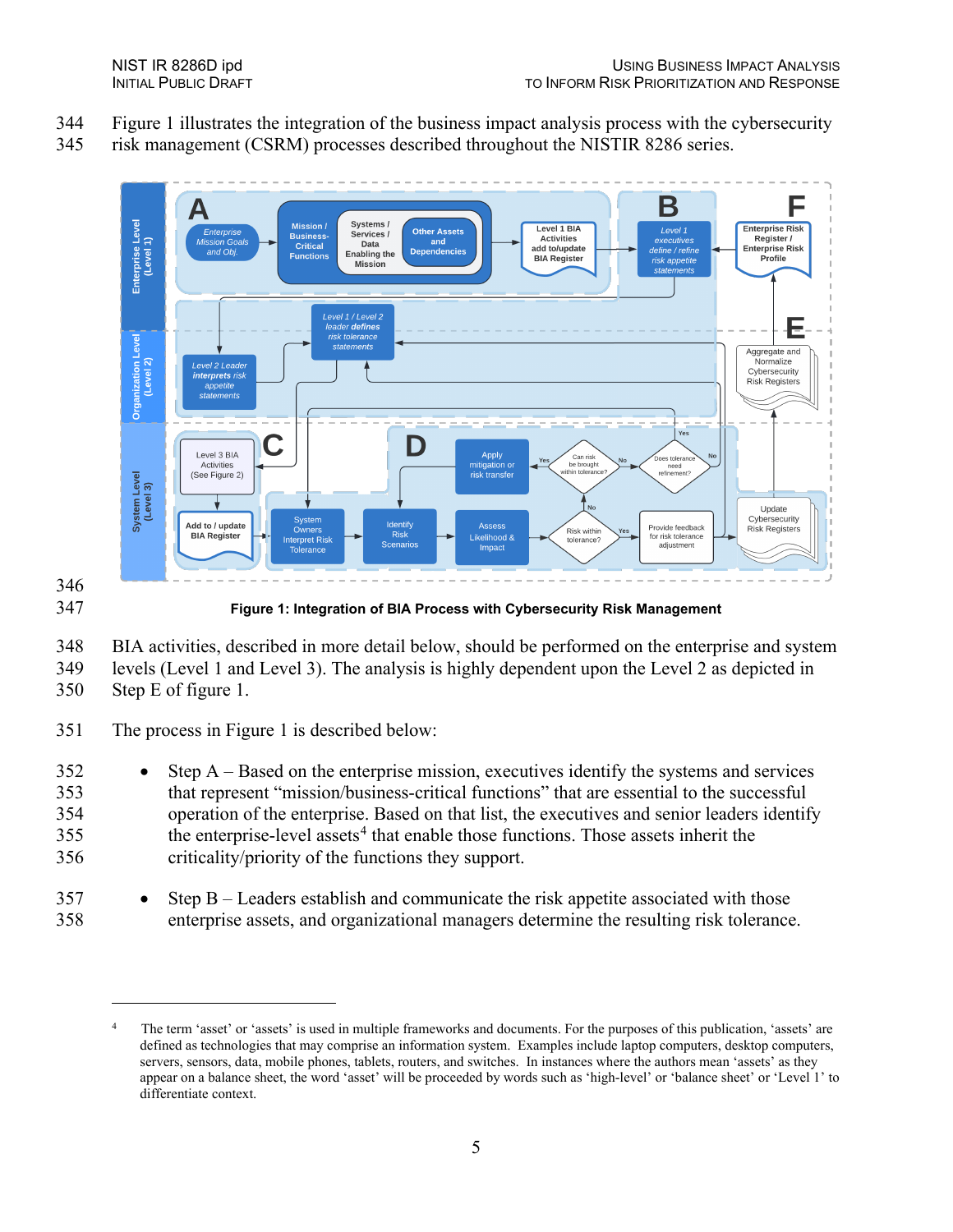Figure 1 illustrates the integration of the business impact analysis process with the cybersecurity risk management (CSRM) processes described throughout the NISTIR 8286 series.

**Figure 1: Integration of BIA Process with Cybersecurity Risk Management**

BIA activities, described in more detail below, should be performed on the enterprise and system levels (Level 1 and Level 3). The analysis is highly dependent upon the Level 2 as depicted in Step E of figure 1.

The process in Figure 1 is described below:

- Step A – Based on the enterprise mission, executives identify the systems and services that represent "mission/business-critical functions" that are essential to the successful operation of the enterprise. Based on that list, the executives and senior leaders identify the enterprise-level assets[4] that enable those functions. Those assets inherit the criticality/priority of the functions they support.

- Step B – Leaders establish and communicate the risk appetite associated with those enterprise assets, and organizational managers determine the resulting risk tolerance.

---

[4] The term 'asset' or 'assets' is used in multiple frameworks and documents. For the purposes of this publication, 'assets' are defined as technologies that may comprise an information system. Examples include laptop computers, desktop computers, servers, sensors, data, mobile phones, tablets, routers, and switches. In instances where the authors mean 'assets' as they appear on a balance sheet, the word 'asset' will be proceeded by words such as 'high-level' or 'balance sheet' or 'Level 1' to differentiate context.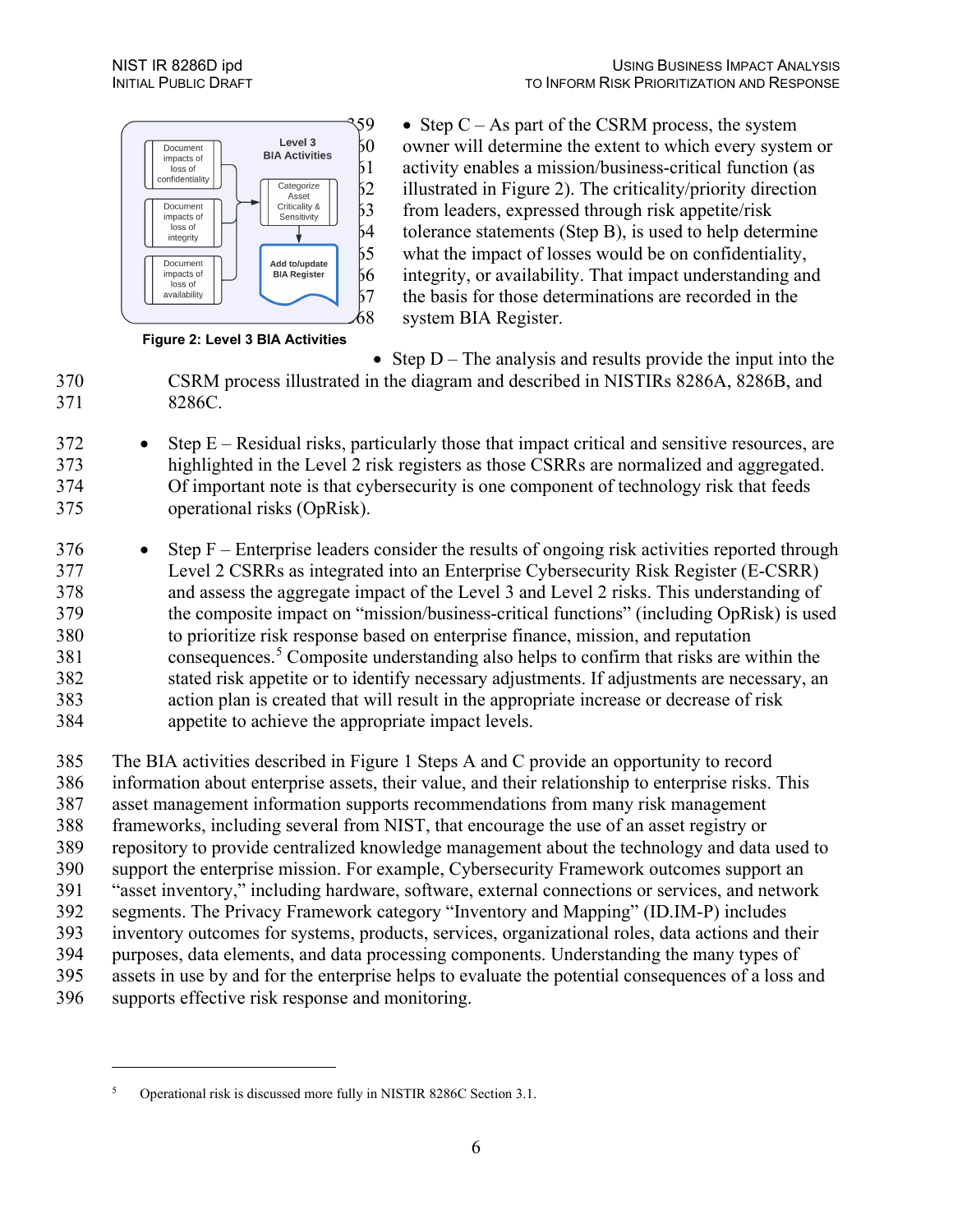- Step C – As part of the CSRM process, the system owner will determine the extent to which every system or activity enables a mission/business-critical function (as illustrated in Figure 2). The criticality/priority direction from leaders, expressed through risk appetite/risk tolerance statements (Step B), is used to help determine what the impact of losses would be on confidentiality, integrity, or availability. That impact understanding and the basis for those determinations are recorded in the system BIA Register.

**Figure 2: Level 3 BIA Activities**

- Step D – The analysis and results provide the input into the CSRM process illustrated in the diagram and described in NISTIRs 8286A, 8286B, and 8286C.

- Step E – Residual risks, particularly those that impact critical and sensitive resources, are highlighted in the Level 2 risk registers as those CSRRs are normalized and aggregated. Of important note is that cybersecurity is one component of technology risk that feeds operational risks (OpRisk).

- Step F – Enterprise leaders consider the results of ongoing risk activities reported through Level 2 CSRRs as integrated into an Enterprise Cybersecurity Risk Register (E-CSRR) and assess the aggregate impact of the Level 3 and Level 2 risks. This understanding of the composite impact on "mission/business-critical functions" (including OpRisk) is used to prioritize risk response based on enterprise finance, mission, and reputation consequences.[5] Composite understanding also helps to confirm that risks are within the stated risk appetite or to identify necessary adjustments. If adjustments are necessary, an action plan is created that will result in the appropriate increase or decrease of risk appetite to achieve the appropriate impact levels.

The BIA activities described in Figure 1 Steps A and C provide an opportunity to record information about enterprise assets, their value, and their relationship to enterprise risks. This asset management information supports recommendations from many risk management frameworks, including several from NIST, that encourage the use of an asset registry or repository to provide centralized knowledge management about the technology and data used to support the enterprise mission. For example, Cybersecurity Framework outcomes support an "asset inventory," including hardware, software, external connections or services, and network segments. The Privacy Framework category "Inventory and Mapping" (ID.IM-P) includes inventory outcomes for systems, products, services, organizational roles, data actions and their purposes, data elements, and data processing components. Understanding the many types of assets in use by and for the enterprise helps to evaluate the potential consequences of a loss and supports effective risk response and monitoring.

---

[5] Operational risk is discussed more fully in NISTIR 8286C Section 3.1.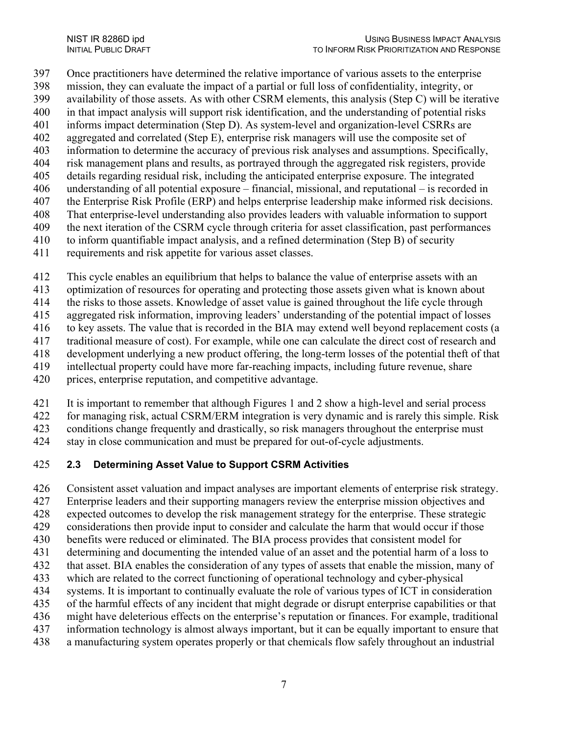Once practitioners have determined the relative importance of various assets to the enterprise mission, they can evaluate the impact of a partial or full loss of confidentiality, integrity, or availability of those assets. As with other CSRM elements, this analysis (Step C) will be iterative in that impact analysis will support risk identification, and the understanding of potential risks informs impact determination (Step D). As system-level and organization-level CSRRs are aggregated and correlated (Step E), enterprise risk managers will use the composite set of information to determine the accuracy of previous risk analyses and assumptions. Specifically, risk management plans and results, as portrayed through the aggregated risk registers, provide details regarding residual risk, including the anticipated enterprise exposure. The integrated understanding of all potential exposure – financial, missional, and reputational – is recorded in the Enterprise Risk Profile (ERP) and helps enterprise leadership make informed risk decisions. That enterprise-level understanding also provides leaders with valuable information to support the next iteration of the CSRM cycle through criteria for asset classification, past performances to inform quantifiable impact analysis, and a refined determination (Step B) of security requirements and risk appetite for various asset classes.

This cycle enables an equilibrium that helps to balance the value of enterprise assets with an optimization of resources for operating and protecting those assets given what is known about the risks to those assets. Knowledge of asset value is gained throughout the life cycle through aggregated risk information, improving leaders' understanding of the potential impact of losses to key assets. The value that is recorded in the BIA may extend well beyond replacement costs (a traditional measure of cost). For example, while one can calculate the direct cost of research and development underlying a new product offering, the long-term losses of the potential theft of that intellectual property could have more far-reaching impacts, including future revenue, share prices, enterprise reputation, and competitive advantage.

It is important to remember that although Figures 1 and 2 show a high-level and serial process for managing risk, actual CSRM/ERM integration is very dynamic and is rarely this simple. Risk conditions change frequently and drastically, so risk managers throughout the enterprise must stay in close communication and must be prepared for out-of-cycle adjustments.

## 2.3 Determining Asset Value to Support CSRM Activities

Consistent asset valuation and impact analyses are important elements of enterprise risk strategy. Enterprise leaders and their supporting managers review the enterprise mission objectives and expected outcomes to develop the risk management strategy for the enterprise. These strategic considerations then provide input to consider and calculate the harm that would occur if those benefits were reduced or eliminated. The BIA process provides that consistent model for determining and documenting the intended value of an asset and the potential harm of a loss to that asset. BIA enables the consideration of any types of assets that enable the mission, many of which are related to the correct functioning of operational technology and cyber-physical systems. It is important to continually evaluate the role of various types of ICT in consideration of the harmful effects of any incident that might degrade or disrupt enterprise capabilities or that might have deleterious effects on the enterprise's reputation or finances. For example, traditional information technology is almost always important, but it can be equally important to ensure that a manufacturing system operates properly or that chemicals flow safely throughout an industrial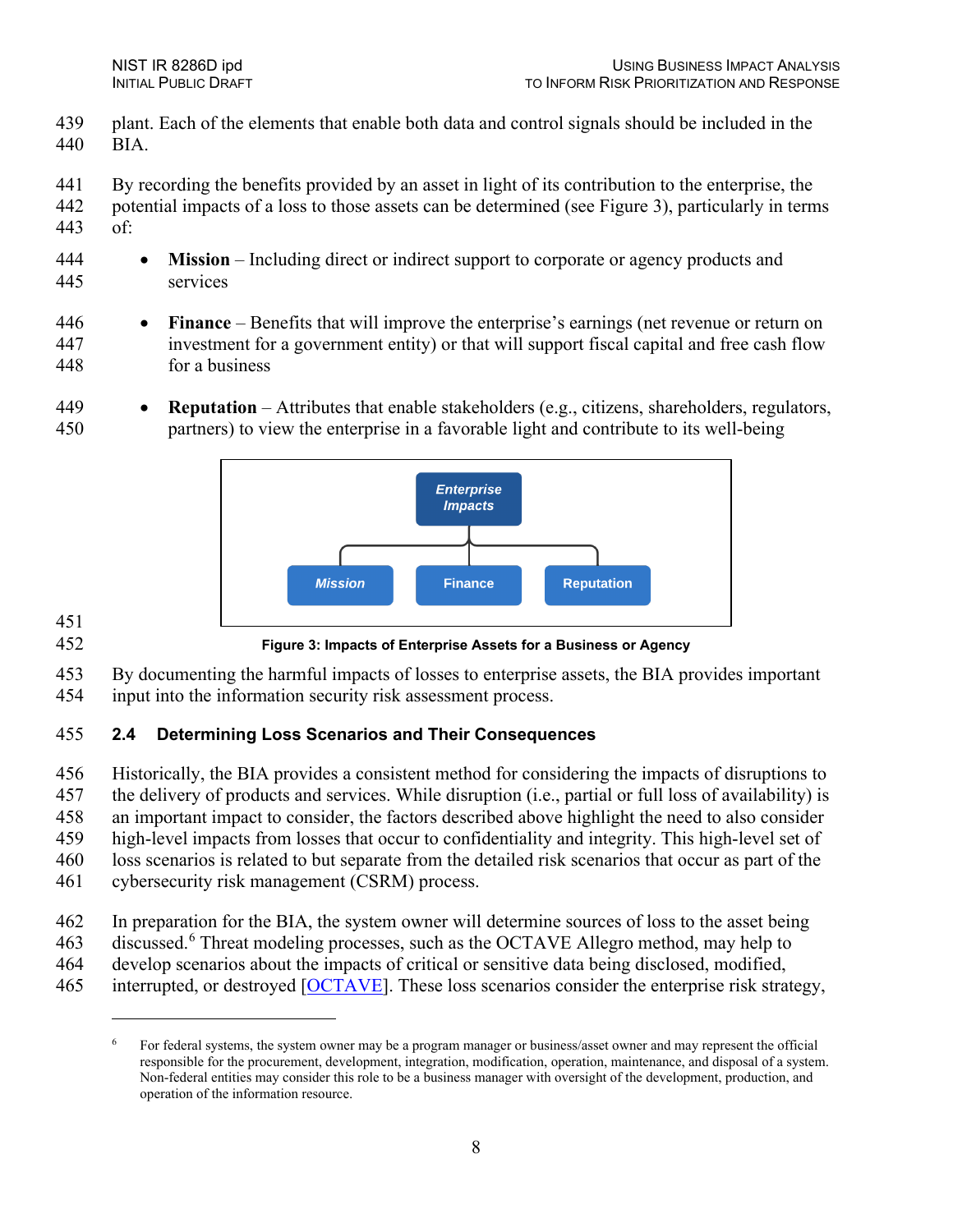plant. Each of the elements that enable both data and control signals should be included in the BIA.

By recording the benefits provided by an asset in light of its contribution to the enterprise, the potential impacts of a loss to those assets can be determined (see Figure 3), particularly in terms of:

- **Mission** – Including direct or indirect support to corporate or agency products and services
- **Finance** – Benefits that will improve the enterprise's earnings (net revenue or return on investment for a government entity) or that will support fiscal capital and free cash flow for a business
- **Reputation** – Attributes that enable stakeholders (e.g., citizens, shareholders, regulators, partners) to view the enterprise in a favorable light and contribute to its well-being

Enterprise Impacts
- Mission
- Finance
- Reputation

**Figure 3: Impacts of Enterprise Assets for a Business or Agency**

By documenting the harmful impacts of losses to enterprise assets, the BIA provides important input into the information security risk assessment process.

## 2.4 Determining Loss Scenarios and Their Consequences

Historically, the BIA provides a consistent method for considering the impacts of disruptions to the delivery of products and services. While disruption (i.e., partial or full loss of availability) is an important impact to consider, the factors described above highlight the need to also consider high-level impacts from losses that occur to confidentiality and integrity. This high-level set of loss scenarios is related to but separate from the detailed risk scenarios that occur as part of the cybersecurity risk management (CSRM) process.

In preparation for the BIA, the system owner will determine sources of loss to the asset being discussed.[6] Threat modeling processes, such as the OCTAVE Allegro method, may help to develop scenarios about the impacts of critical or sensitive data being disclosed, modified, interrupted, or destroyed [OCTAVE]. These loss scenarios consider the enterprise risk strategy,

---

[6] For federal systems, the system owner may be a program manager or business/asset owner and may represent the official responsible for the procurement, development, integration, modification, operation, maintenance, and disposal of a system. Non-federal entities may consider this role to be a business manager with oversight of the development, production, and operation of the information resource.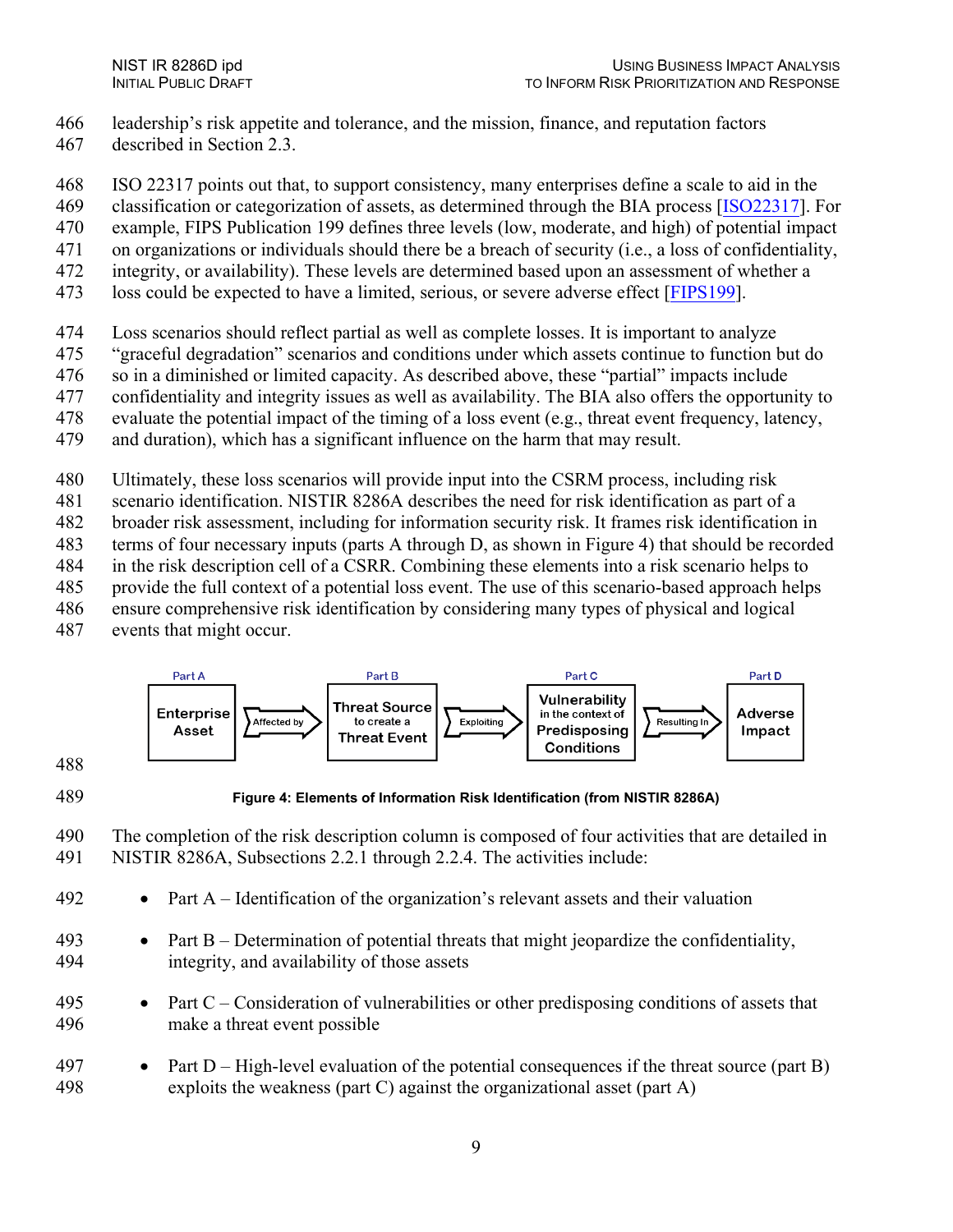leadership's risk appetite and tolerance, and the mission, finance, and reputation factors described in Section 2.3.

ISO 22317 points out that, to support consistency, many enterprises define a scale to aid in the classification or categorization of assets, as determined through the BIA process [ISO22317]. For example, FIPS Publication 199 defines three levels (low, moderate, and high) of potential impact on organizations or individuals should there be a breach of security (i.e., a loss of confidentiality, integrity, or availability). These levels are determined based upon an assessment of whether a loss could be expected to have a limited, serious, or severe adverse effect [FIPS199].

Loss scenarios should reflect partial as well as complete losses. It is important to analyze "graceful degradation" scenarios and conditions under which assets continue to function but do so in a diminished or limited capacity. As described above, these "partial" impacts include confidentiality and integrity issues as well as availability. The BIA also offers the opportunity to evaluate the potential impact of the timing of a loss event (e.g., threat event frequency, latency, and duration), which has a significant influence on the harm that may result.

Ultimately, these loss scenarios will provide input into the CSRM process, including risk scenario identification. NISTIR 8286A describes the need for risk identification as part of a broader risk assessment, including for information security risk. It frames risk identification in terms of four necessary inputs (parts A through D, as shown in Figure 4) that should be recorded in the risk description cell of a CSRR. Combining these elements into a risk scenario helps to provide the full context of a potential loss event. The use of this scenario-based approach helps ensure comprehensive risk identification by considering many types of physical and logical events that might occur.

| Part A | | Part B | | Part C | | Part D |
|---|---|---|---|---|---|---|
| Enterprise Asset | Affected by → | Threat Source to create a Threat Event | Exploiting → | Vulnerability in the context of Predisposing Conditions | Resulting In → | Adverse Impact |

**Figure 4: Elements of Information Risk Identification (from NISTIR 8286A)**

The completion of the risk description column is composed of four activities that are detailed in NISTIR 8286A, Subsections 2.2.1 through 2.2.4. The activities include:

- Part A – Identification of the organization's relevant assets and their valuation
- Part B – Determination of potential threats that might jeopardize the confidentiality, integrity, and availability of those assets
- Part C – Consideration of vulnerabilities or other predisposing conditions of assets that make a threat event possible
- Part D – High-level evaluation of the potential consequences if the threat source (part B) exploits the weakness (part C) against the organizational asset (part A)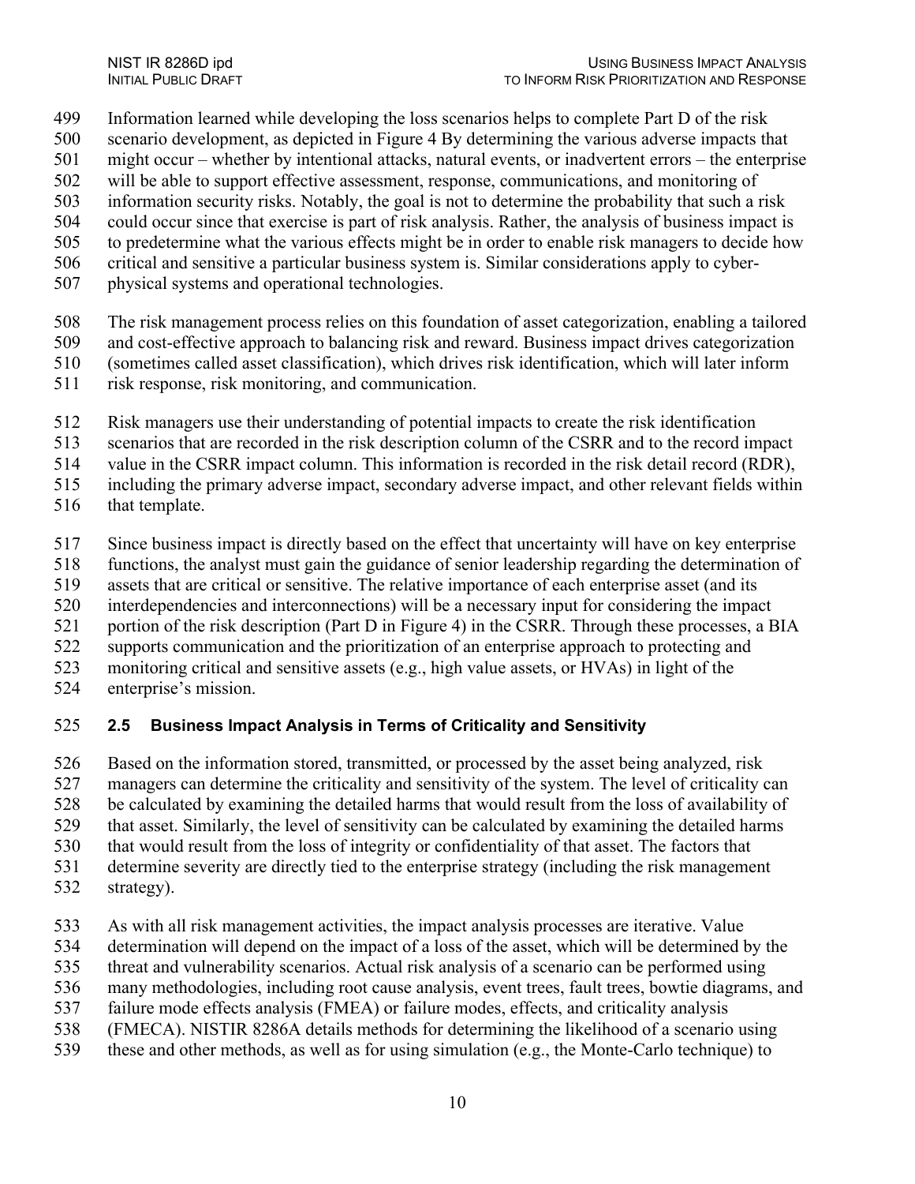Information learned while developing the loss scenarios helps to complete Part D of the risk scenario development, as depicted in Figure 4 By determining the various adverse impacts that might occur – whether by intentional attacks, natural events, or inadvertent errors – the enterprise will be able to support effective assessment, response, communications, and monitoring of information security risks. Notably, the goal is not to determine the probability that such a risk could occur since that exercise is part of risk analysis. Rather, the analysis of business impact is to predetermine what the various effects might be in order to enable risk managers to decide how critical and sensitive a particular business system is. Similar considerations apply to cyber-physical systems and operational technologies.

The risk management process relies on this foundation of asset categorization, enabling a tailored and cost-effective approach to balancing risk and reward. Business impact drives categorization (sometimes called asset classification), which drives risk identification, which will later inform risk response, risk monitoring, and communication.

Risk managers use their understanding of potential impacts to create the risk identification scenarios that are recorded in the risk description column of the CSRR and to the record impact value in the CSRR impact column. This information is recorded in the risk detail record (RDR), including the primary adverse impact, secondary adverse impact, and other relevant fields within that template.

Since business impact is directly based on the effect that uncertainty will have on key enterprise functions, the analyst must gain the guidance of senior leadership regarding the determination of assets that are critical or sensitive. The relative importance of each enterprise asset (and its interdependencies and interconnections) will be a necessary input for considering the impact portion of the risk description (Part D in Figure 4) in the CSRR. Through these processes, a BIA supports communication and the prioritization of an enterprise approach to protecting and monitoring critical and sensitive assets (e.g., high value assets, or HVAs) in light of the enterprise's mission.

## 2.5 Business Impact Analysis in Terms of Criticality and Sensitivity

Based on the information stored, transmitted, or processed by the asset being analyzed, risk managers can determine the criticality and sensitivity of the system. The level of criticality can be calculated by examining the detailed harms that would result from the loss of availability of that asset. Similarly, the level of sensitivity can be calculated by examining the detailed harms that would result from the loss of integrity or confidentiality of that asset. The factors that determine severity are directly tied to the enterprise strategy (including the risk management strategy).

As with all risk management activities, the impact analysis processes are iterative. Value determination will depend on the impact of a loss of the asset, which will be determined by the threat and vulnerability scenarios. Actual risk analysis of a scenario can be performed using many methodologies, including root cause analysis, event trees, fault trees, bowtie diagrams, and failure mode effects analysis (FMEA) or failure modes, effects, and criticality analysis (FMECA). NISTIR 8286A details methods for determining the likelihood of a scenario using these and other methods, as well as for using simulation (e.g., the Monte-Carlo technique) to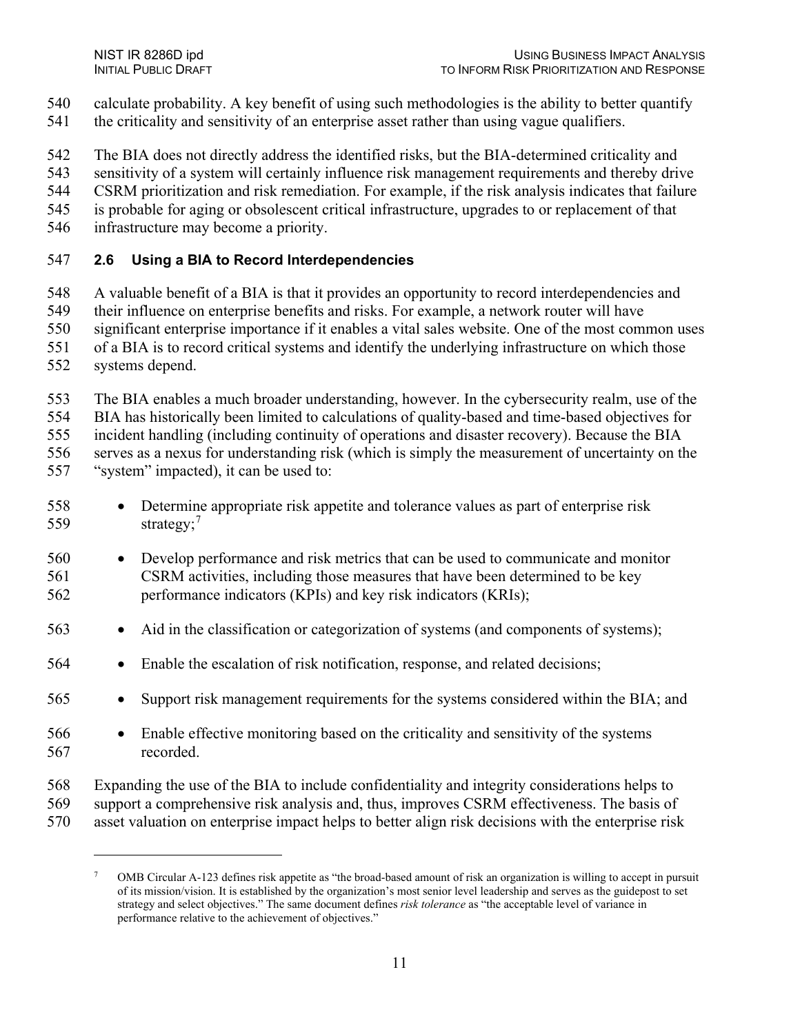calculate probability. A key benefit of using such methodologies is the ability to better quantify the criticality and sensitivity of an enterprise asset rather than using vague qualifiers.

The BIA does not directly address the identified risks, but the BIA-determined criticality and sensitivity of a system will certainly influence risk management requirements and thereby drive CSRM prioritization and risk remediation. For example, if the risk analysis indicates that failure is probable for aging or obsolescent critical infrastructure, upgrades to or replacement of that infrastructure may become a priority.

### 2.6 Using a BIA to Record Interdependencies

A valuable benefit of a BIA is that it provides an opportunity to record interdependencies and their influence on enterprise benefits and risks. For example, a network router will have significant enterprise importance if it enables a vital sales website. One of the most common uses of a BIA is to record critical systems and identify the underlying infrastructure on which those systems depend.

The BIA enables a much broader understanding, however. In the cybersecurity realm, use of the BIA has historically been limited to calculations of quality-based and time-based objectives for incident handling (including continuity of operations and disaster recovery). Because the BIA serves as a nexus for understanding risk (which is simply the measurement of uncertainty on the "system" impacted), it can be used to:

- Determine appropriate risk appetite and tolerance values as part of enterprise risk strategy;[7]
- Develop performance and risk metrics that can be used to communicate and monitor CSRM activities, including those measures that have been determined to be key performance indicators (KPIs) and key risk indicators (KRIs);
- Aid in the classification or categorization of systems (and components of systems);
- Enable the escalation of risk notification, response, and related decisions;
- Support risk management requirements for the systems considered within the BIA; and
- Enable effective monitoring based on the criticality and sensitivity of the systems recorded.

Expanding the use of the BIA to include confidentiality and integrity considerations helps to support a comprehensive risk analysis and, thus, improves CSRM effectiveness. The basis of asset valuation on enterprise impact helps to better align risk decisions with the enterprise risk

---

[7] OMB Circular A-123 defines risk appetite as "the broad-based amount of risk an organization is willing to accept in pursuit of its mission/vision. It is established by the organization's most senior level leadership and serves as the guidepost to set strategy and select objectives." The same document defines *risk tolerance* as "the acceptable level of variance in performance relative to the achievement of objectives."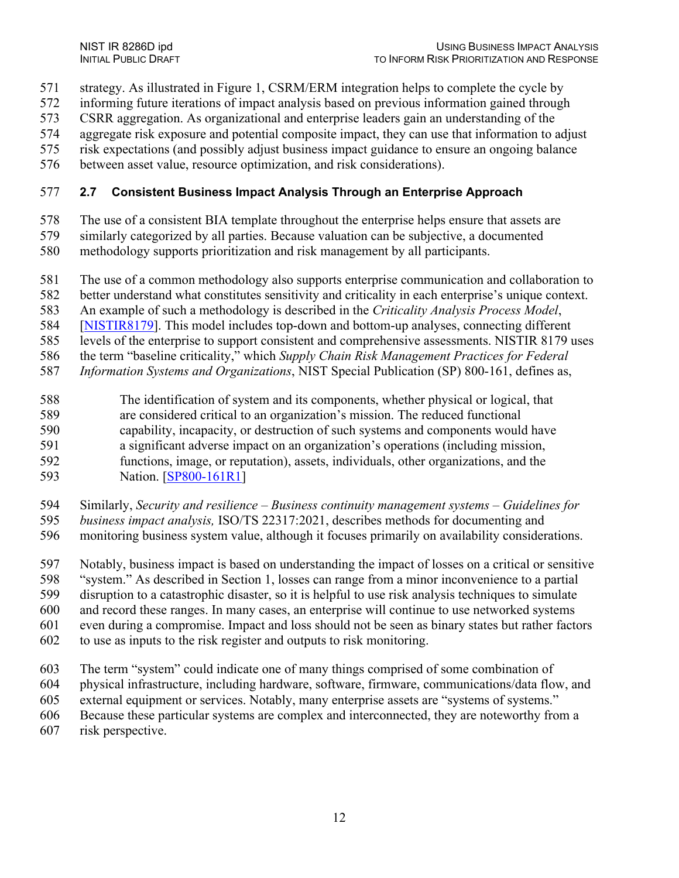strategy. As illustrated in Figure 1, CSRM/ERM integration helps to complete the cycle by informing future iterations of impact analysis based on previous information gained through CSRR aggregation. As organizational and enterprise leaders gain an understanding of the aggregate risk exposure and potential composite impact, they can use that information to adjust risk expectations (and possibly adjust business impact guidance to ensure an ongoing balance between asset value, resource optimization, and risk considerations).

### 2.7 Consistent Business Impact Analysis Through an Enterprise Approach

The use of a consistent BIA template throughout the enterprise helps ensure that assets are similarly categorized by all parties. Because valuation can be subjective, a documented methodology supports prioritization and risk management by all participants.

The use of a common methodology also supports enterprise communication and collaboration to better understand what constitutes sensitivity and criticality in each enterprise's unique context. An example of such a methodology is described in the *Criticality Analysis Process Model*, [NISTIR8179]. This model includes top-down and bottom-up analyses, connecting different levels of the enterprise to support consistent and comprehensive assessments. NISTIR 8179 uses the term "baseline criticality," which *Supply Chain Risk Management Practices for Federal Information Systems and Organizations*, NIST Special Publication (SP) 800-161, defines as,

> The identification of system and its components, whether physical or logical, that are considered critical to an organization's mission. The reduced functional capability, incapacity, or destruction of such systems and components would have a significant adverse impact on an organization's operations (including mission, functions, image, or reputation), assets, individuals, other organizations, and the Nation. [SP800-161R1]

Similarly, *Security and resilience – Business continuity management systems – Guidelines for business impact analysis,* ISO/TS 22317:2021, describes methods for documenting and monitoring business system value, although it focuses primarily on availability considerations.

Notably, business impact is based on understanding the impact of losses on a critical or sensitive "system." As described in Section 1, losses can range from a minor inconvenience to a partial disruption to a catastrophic disaster, so it is helpful to use risk analysis techniques to simulate and record these ranges. In many cases, an enterprise will continue to use networked systems even during a compromise. Impact and loss should not be seen as binary states but rather factors to use as inputs to the risk register and outputs to risk monitoring.

The term "system" could indicate one of many things comprised of some combination of physical infrastructure, including hardware, software, firmware, communications/data flow, and external equipment or services. Notably, many enterprise assets are "systems of systems." Because these particular systems are complex and interconnected, they are noteworthy from a risk perspective.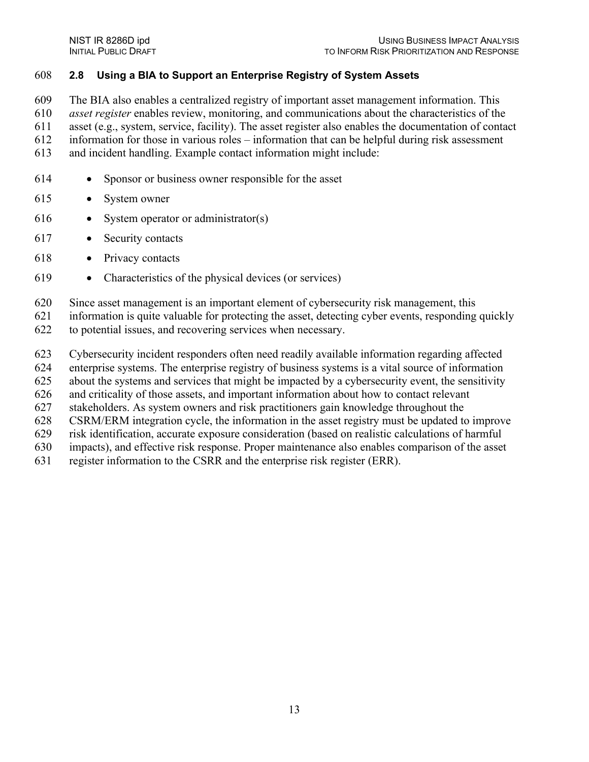## 2.8 Using a BIA to Support an Enterprise Registry of System Assets

The BIA also enables a centralized registry of important asset management information. This *asset register* enables review, monitoring, and communications about the characteristics of the asset (e.g., system, service, facility). The asset register also enables the documentation of contact information for those in various roles – information that can be helpful during risk assessment and incident handling. Example contact information might include:

- Sponsor or business owner responsible for the asset
- System owner
- System operator or administrator(s)
- Security contacts
- Privacy contacts
- Characteristics of the physical devices (or services)

Since asset management is an important element of cybersecurity risk management, this information is quite valuable for protecting the asset, detecting cyber events, responding quickly to potential issues, and recovering services when necessary.

Cybersecurity incident responders often need readily available information regarding affected enterprise systems. The enterprise registry of business systems is a vital source of information about the systems and services that might be impacted by a cybersecurity event, the sensitivity and criticality of those assets, and important information about how to contact relevant stakeholders. As system owners and risk practitioners gain knowledge throughout the CSRM/ERM integration cycle, the information in the asset registry must be updated to improve risk identification, accurate exposure consideration (based on realistic calculations of harmful impacts), and effective risk response. Proper maintenance also enables comparison of the asset register information to the CSRR and the enterprise risk register (ERR).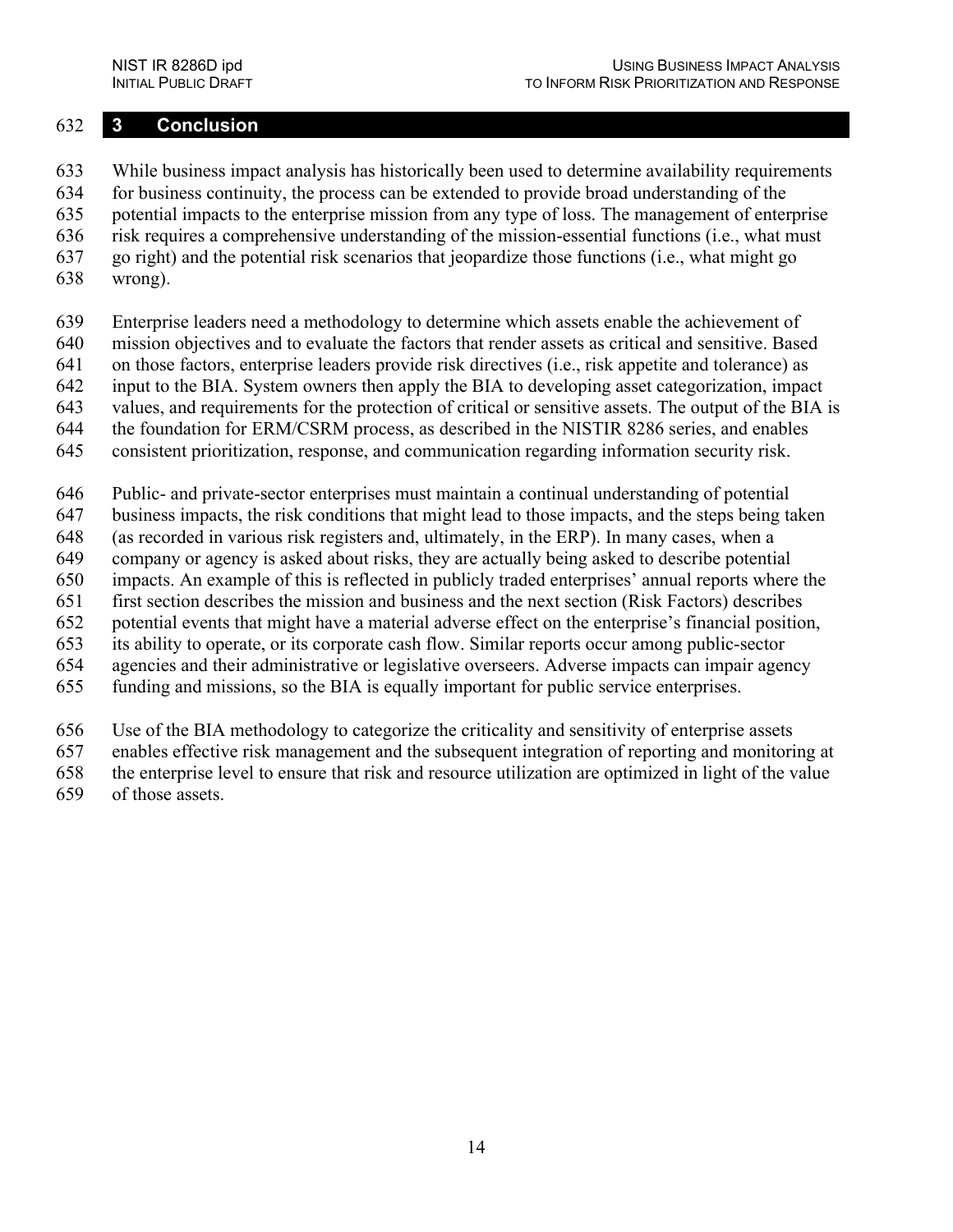# 3 Conclusion

While business impact analysis has historically been used to determine availability requirements for business continuity, the process can be extended to provide broad understanding of the potential impacts to the enterprise mission from any type of loss. The management of enterprise risk requires a comprehensive understanding of the mission-essential functions (i.e., what must go right) and the potential risk scenarios that jeopardize those functions (i.e., what might go wrong).

Enterprise leaders need a methodology to determine which assets enable the achievement of mission objectives and to evaluate the factors that render assets as critical and sensitive. Based on those factors, enterprise leaders provide risk directives (i.e., risk appetite and tolerance) as input to the BIA. System owners then apply the BIA to developing asset categorization, impact values, and requirements for the protection of critical or sensitive assets. The output of the BIA is the foundation for ERM/CSRM process, as described in the NISTIR 8286 series, and enables consistent prioritization, response, and communication regarding information security risk.

Public- and private-sector enterprises must maintain a continual understanding of potential business impacts, the risk conditions that might lead to those impacts, and the steps being taken (as recorded in various risk registers and, ultimately, in the ERP). In many cases, when a company or agency is asked about risks, they are actually being asked to describe potential impacts. An example of this is reflected in publicly traded enterprises' annual reports where the first section describes the mission and business and the next section (Risk Factors) describes potential events that might have a material adverse effect on the enterprise's financial position, its ability to operate, or its corporate cash flow. Similar reports occur among public-sector agencies and their administrative or legislative overseers. Adverse impacts can impair agency funding and missions, so the BIA is equally important for public service enterprises.

Use of the BIA methodology to categorize the criticality and sensitivity of enterprise assets enables effective risk management and the subsequent integration of reporting and monitoring at the enterprise level to ensure that risk and resource utilization are optimized in light of the value of those assets.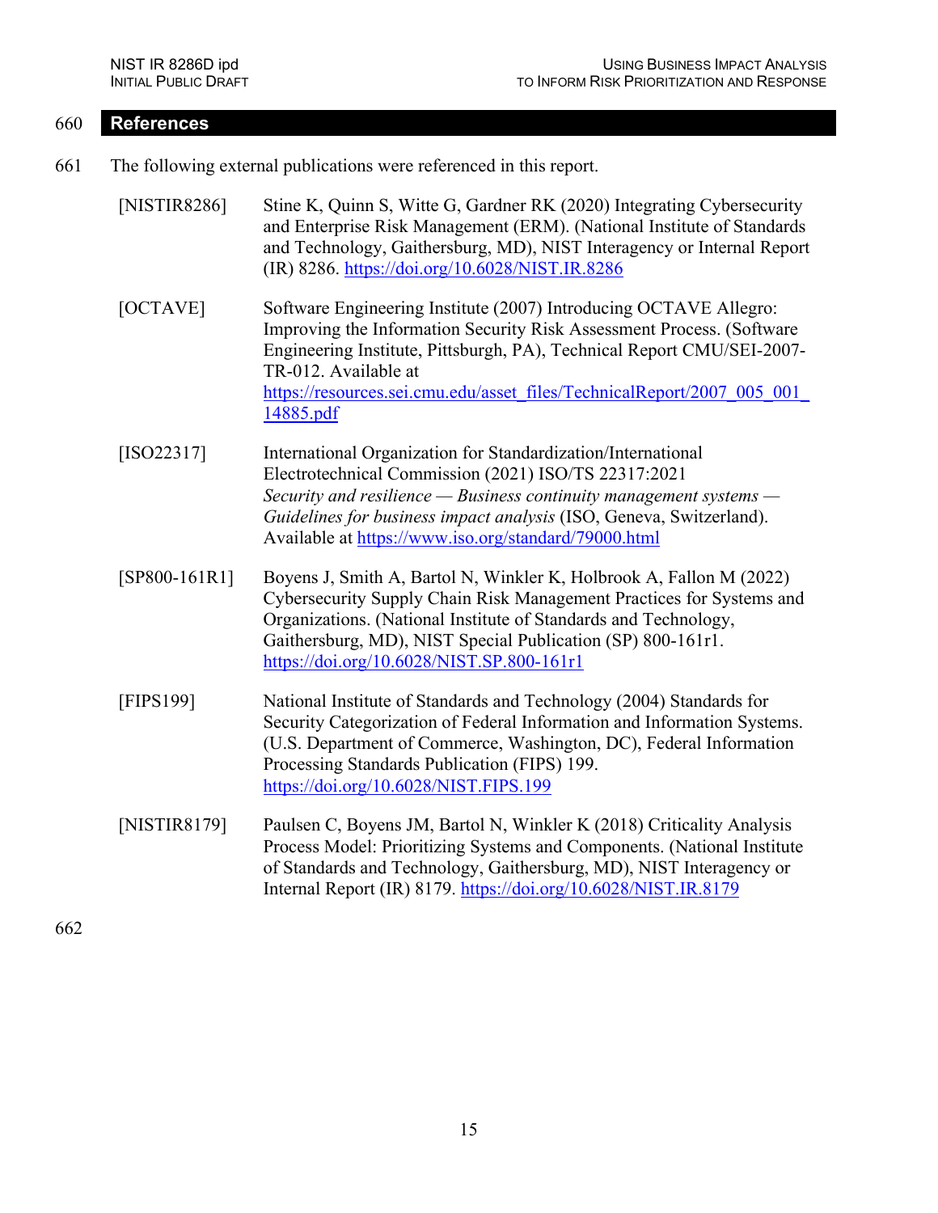## References

The following external publications were referenced in this report.

[NISTIR8286] Stine K, Quinn S, Witte G, Gardner RK (2020) Integrating Cybersecurity and Enterprise Risk Management (ERM). (National Institute of Standards and Technology, Gaithersburg, MD), NIST Interagency or Internal Report (IR) 8286. https://doi.org/10.6028/NIST.IR.8286

[OCTAVE] Software Engineering Institute (2007) Introducing OCTAVE Allegro: Improving the Information Security Risk Assessment Process. (Software Engineering Institute, Pittsburgh, PA), Technical Report CMU/SEI-2007-TR-012. Available at https://resources.sei.cmu.edu/asset_files/TechnicalReport/2007_005_001_14885.pdf

[ISO22317] International Organization for Standardization/International Electrotechnical Commission (2021) ISO/TS 22317:2021 *Security and resilience — Business continuity management systems — Guidelines for business impact analysis* (ISO, Geneva, Switzerland). Available at https://www.iso.org/standard/79000.html

[SP800-161R1] Boyens J, Smith A, Bartol N, Winkler K, Holbrook A, Fallon M (2022) Cybersecurity Supply Chain Risk Management Practices for Systems and Organizations. (National Institute of Standards and Technology, Gaithersburg, MD), NIST Special Publication (SP) 800-161r1. https://doi.org/10.6028/NIST.SP.800-161r1

[FIPS199] National Institute of Standards and Technology (2004) Standards for Security Categorization of Federal Information and Information Systems. (U.S. Department of Commerce, Washington, DC), Federal Information Processing Standards Publication (FIPS) 199. https://doi.org/10.6028/NIST.FIPS.199

[NISTIR8179] Paulsen C, Boyens JM, Bartol N, Winkler K (2018) Criticality Analysis Process Model: Prioritizing Systems and Components. (National Institute of Standards and Technology, Gaithersburg, MD), NIST Interagency or Internal Report (IR) 8179. https://doi.org/10.6028/NIST.IR.8179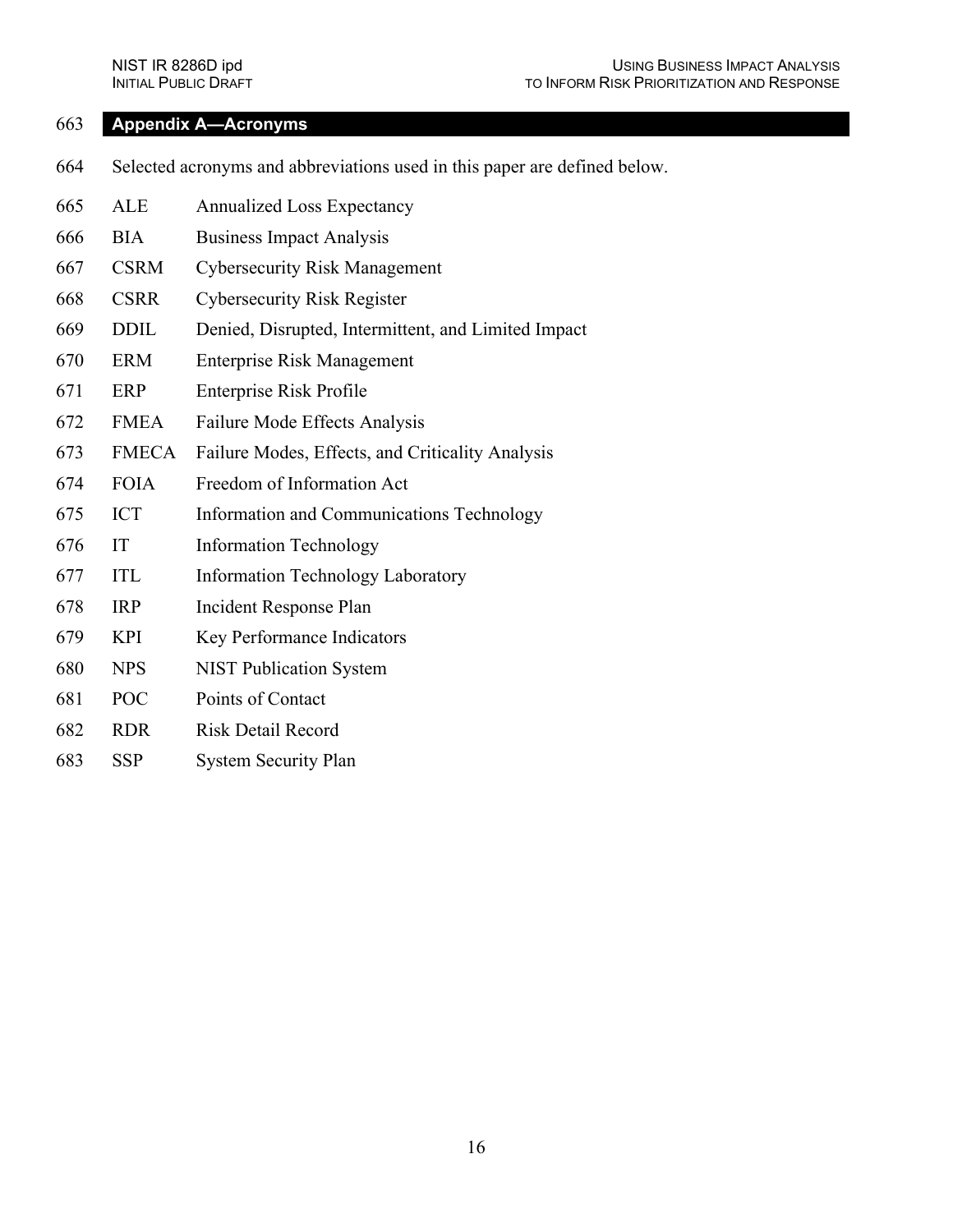## Appendix A—Acronyms

Selected acronyms and abbreviations used in this paper are defined below.

| | |
|---|---|
| ALE | Annualized Loss Expectancy |
| BIA | Business Impact Analysis |
| CSRM | Cybersecurity Risk Management |
| CSRR | Cybersecurity Risk Register |
| DDIL | Denied, Disrupted, Intermittent, and Limited Impact |
| ERM | Enterprise Risk Management |
| ERP | Enterprise Risk Profile |
| FMEA | Failure Mode Effects Analysis |
| FMECA | Failure Modes, Effects, and Criticality Analysis |
| FOIA | Freedom of Information Act |
| ICT | Information and Communications Technology |
| IT | Information Technology |
| ITL | Information Technology Laboratory |
| IRP | Incident Response Plan |
| KPI | Key Performance Indicators |
| NPS | NIST Publication System |
| POC | Points of Contact |
| RDR | Risk Detail Record |
| SSP | System Security Plan |